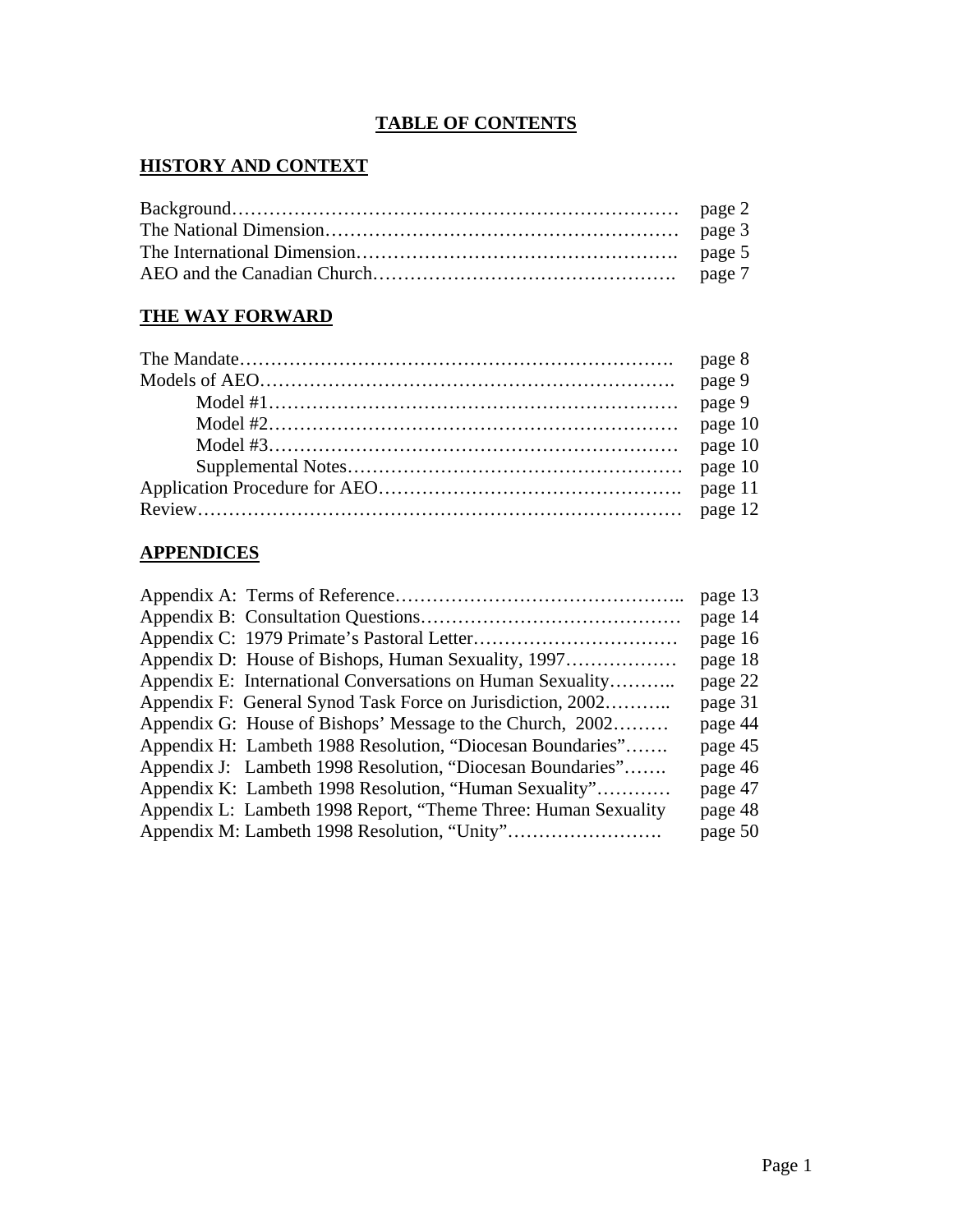# TABLE OF CONTENTS

## HISTORY AND CONTEXT

| | |
|---|---|
| Background | page 2 |
| The National Dimension | page 3 |
| The International Dimension | page 5 |
| AEO and the Canadian Church | page 7 |

## THE WAY FORWARD

| | |
|---|---|
| The Mandate | page 8 |
| Models of AEO | page 9 |
| Model #1 | page 9 |
| Model #2 | page 10 |
| Model #3 | page 10 |
| Supplemental Notes | page 10 |
| Application Procedure for AEO | page 11 |
| Review | page 12 |

## APPENDICES

| | |
|---|---|
| Appendix A: Terms of Reference | page 13 |
| Appendix B: Consultation Questions | page 14 |
| Appendix C: 1979 Primate's Pastoral Letter | page 16 |
| Appendix D: House of Bishops, Human Sexuality, 1997 | page 18 |
| Appendix E: International Conversations on Human Sexuality | page 22 |
| Appendix F: General Synod Task Force on Jurisdiction, 2002 | page 31 |
| Appendix G: House of Bishops' Message to the Church, 2002 | page 44 |
| Appendix H: Lambeth 1988 Resolution, "Diocesan Boundaries" | page 45 |
| Appendix J: Lambeth 1998 Resolution, "Diocesan Boundaries" | page 46 |
| Appendix K: Lambeth 1998 Resolution, "Human Sexuality" | page 47 |
| Appendix L: Lambeth 1998 Report, "Theme Three: Human Sexuality | page 48 |
| Appendix M: Lambeth 1998 Resolution, "Unity" | page 50 |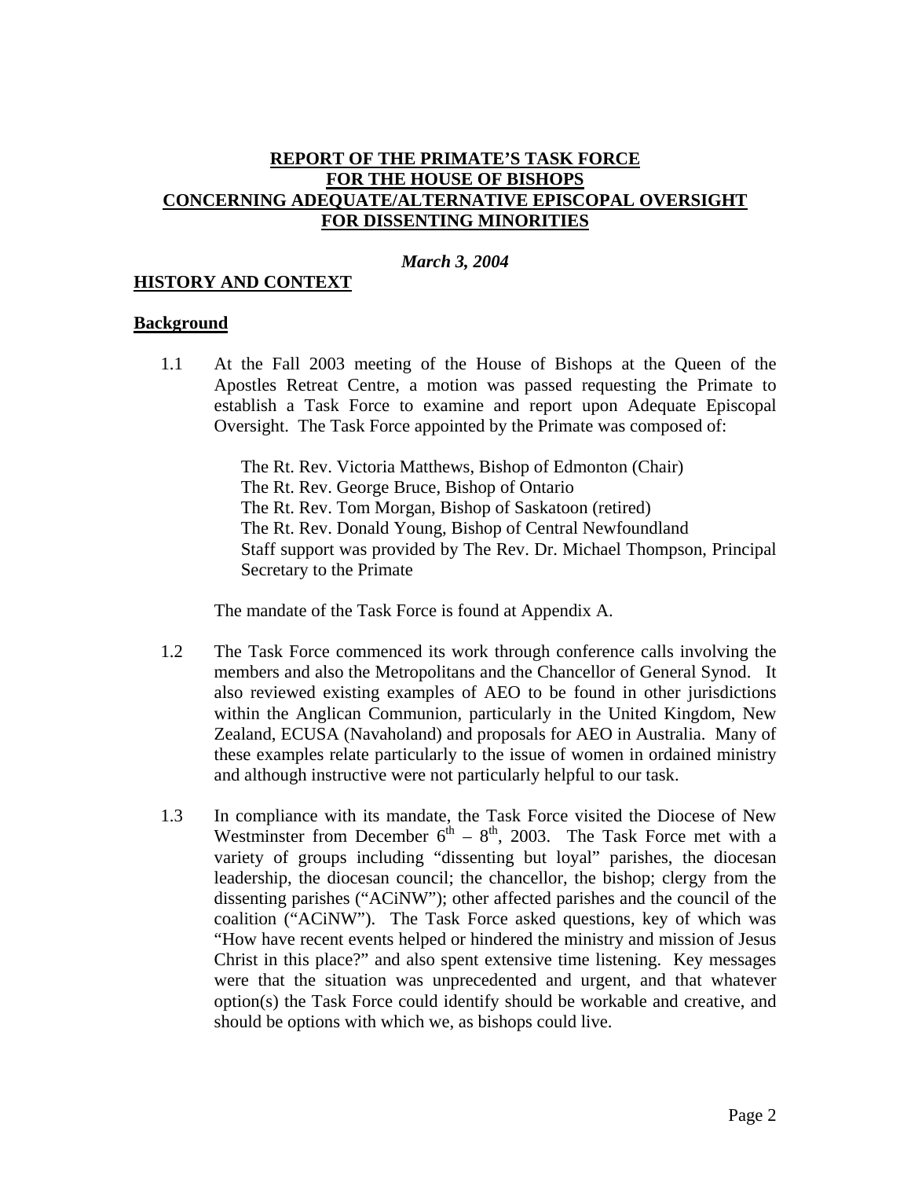# REPORT OF THE PRIMATE'S TASK FORCE FOR THE HOUSE OF BISHOPS CONCERNING ADEQUATE/ALTERNATIVE EPISCOPAL OVERSIGHT FOR DISSENTING MINORITIES

***March 3, 2004***

## HISTORY AND CONTEXT

### Background

1.1 At the Fall 2003 meeting of the House of Bishops at the Queen of the Apostles Retreat Centre, a motion was passed requesting the Primate to establish a Task Force to examine and report upon Adequate Episcopal Oversight. The Task Force appointed by the Primate was composed of:

The Rt. Rev. Victoria Matthews, Bishop of Edmonton (Chair)
The Rt. Rev. George Bruce, Bishop of Ontario
The Rt. Rev. Tom Morgan, Bishop of Saskatoon (retired)
The Rt. Rev. Donald Young, Bishop of Central Newfoundland
Staff support was provided by The Rev. Dr. Michael Thompson, Principal Secretary to the Primate

The mandate of the Task Force is found at Appendix A.

1.2 The Task Force commenced its work through conference calls involving the members and also the Metropolitans and the Chancellor of General Synod. It also reviewed existing examples of AEO to be found in other jurisdictions within the Anglican Communion, particularly in the United Kingdom, New Zealand, ECUSA (Navaholand) and proposals for AEO in Australia. Many of these examples relate particularly to the issue of women in ordained ministry and although instructive were not particularly helpful to our task.

1.3 In compliance with its mandate, the Task Force visited the Diocese of New Westminster from December 6th – 8th, 2003. The Task Force met with a variety of groups including "dissenting but loyal" parishes, the diocesan leadership, the diocesan council; the chancellor, the bishop; clergy from the dissenting parishes ("ACiNW"); other affected parishes and the council of the coalition ("ACiNW"). The Task Force asked questions, key of which was "How have recent events helped or hindered the ministry and mission of Jesus Christ in this place?" and also spent extensive time listening. Key messages were that the situation was unprecedented and urgent, and that whatever option(s) the Task Force could identify should be workable and creative, and should be options with which we, as bishops could live.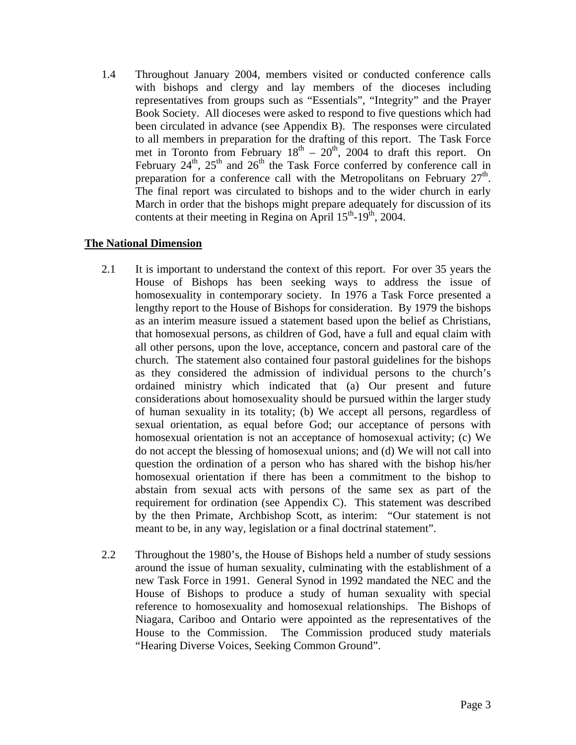1.4 Throughout January 2004, members visited or conducted conference calls with bishops and clergy and lay members of the dioceses including representatives from groups such as "Essentials", "Integrity" and the Prayer Book Society. All dioceses were asked to respond to five questions which had been circulated in advance (see Appendix B). The responses were circulated to all members in preparation for the drafting of this report. The Task Force met in Toronto from February 18th – 20th, 2004 to draft this report. On February 24th, 25th and 26th the Task Force conferred by conference call in preparation for a conference call with the Metropolitans on February 27th. The final report was circulated to bishops and to the wider church in early March in order that the bishops might prepare adequately for discussion of its contents at their meeting in Regina on April 15th-19th, 2004.

## The National Dimension

2.1 It is important to understand the context of this report. For over 35 years the House of Bishops has been seeking ways to address the issue of homosexuality in contemporary society. In 1976 a Task Force presented a lengthy report to the House of Bishops for consideration. By 1979 the bishops as an interim measure issued a statement based upon the belief as Christians, that homosexual persons, as children of God, have a full and equal claim with all other persons, upon the love, acceptance, concern and pastoral care of the church. The statement also contained four pastoral guidelines for the bishops as they considered the admission of individual persons to the church's ordained ministry which indicated that (a) Our present and future considerations about homosexuality should be pursued within the larger study of human sexuality in its totality; (b) We accept all persons, regardless of sexual orientation, as equal before God; our acceptance of persons with homosexual orientation is not an acceptance of homosexual activity; (c) We do not accept the blessing of homosexual unions; and (d) We will not call into question the ordination of a person who has shared with the bishop his/her homosexual orientation if there has been a commitment to the bishop to abstain from sexual acts with persons of the same sex as part of the requirement for ordination (see Appendix C). This statement was described by the then Primate, Archbishop Scott, as interim: "Our statement is not meant to be, in any way, legislation or a final doctrinal statement".

2.2 Throughout the 1980's, the House of Bishops held a number of study sessions around the issue of human sexuality, culminating with the establishment of a new Task Force in 1991. General Synod in 1992 mandated the NEC and the House of Bishops to produce a study of human sexuality with special reference to homosexuality and homosexual relationships. The Bishops of Niagara, Cariboo and Ontario were appointed as the representatives of the House to the Commission. The Commission produced study materials "Hearing Diverse Voices, Seeking Common Ground".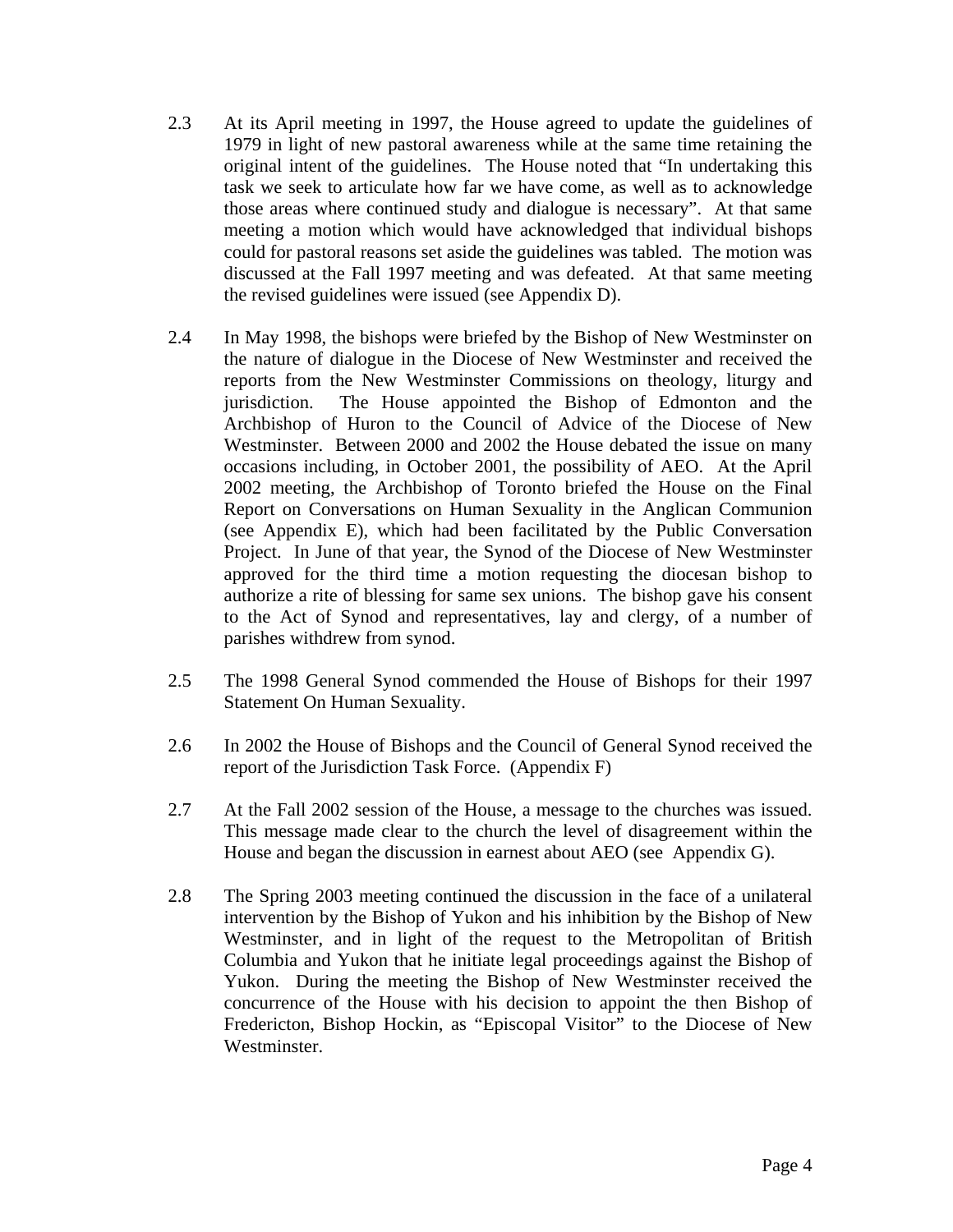2.3 At its April meeting in 1997, the House agreed to update the guidelines of 1979 in light of new pastoral awareness while at the same time retaining the original intent of the guidelines. The House noted that "In undertaking this task we seek to articulate how far we have come, as well as to acknowledge those areas where continued study and dialogue is necessary". At that same meeting a motion which would have acknowledged that individual bishops could for pastoral reasons set aside the guidelines was tabled. The motion was discussed at the Fall 1997 meeting and was defeated. At that same meeting the revised guidelines were issued (see Appendix D).

2.4 In May 1998, the bishops were briefed by the Bishop of New Westminster on the nature of dialogue in the Diocese of New Westminster and received the reports from the New Westminster Commissions on theology, liturgy and jurisdiction. The House appointed the Bishop of Edmonton and the Archbishop of Huron to the Council of Advice of the Diocese of New Westminster. Between 2000 and 2002 the House debated the issue on many occasions including, in October 2001, the possibility of AEO. At the April 2002 meeting, the Archbishop of Toronto briefed the House on the Final Report on Conversations on Human Sexuality in the Anglican Communion (see Appendix E), which had been facilitated by the Public Conversation Project. In June of that year, the Synod of the Diocese of New Westminster approved for the third time a motion requesting the diocesan bishop to authorize a rite of blessing for same sex unions. The bishop gave his consent to the Act of Synod and representatives, lay and clergy, of a number of parishes withdrew from synod.

2.5 The 1998 General Synod commended the House of Bishops for their 1997 Statement On Human Sexuality.

2.6 In 2002 the House of Bishops and the Council of General Synod received the report of the Jurisdiction Task Force. (Appendix F)

2.7 At the Fall 2002 session of the House, a message to the churches was issued. This message made clear to the church the level of disagreement within the House and began the discussion in earnest about AEO (see Appendix G).

2.8 The Spring 2003 meeting continued the discussion in the face of a unilateral intervention by the Bishop of Yukon and his inhibition by the Bishop of New Westminster, and in light of the request to the Metropolitan of British Columbia and Yukon that he initiate legal proceedings against the Bishop of Yukon. During the meeting the Bishop of New Westminster received the concurrence of the House with his decision to appoint the then Bishop of Fredericton, Bishop Hockin, as "Episcopal Visitor" to the Diocese of New Westminster.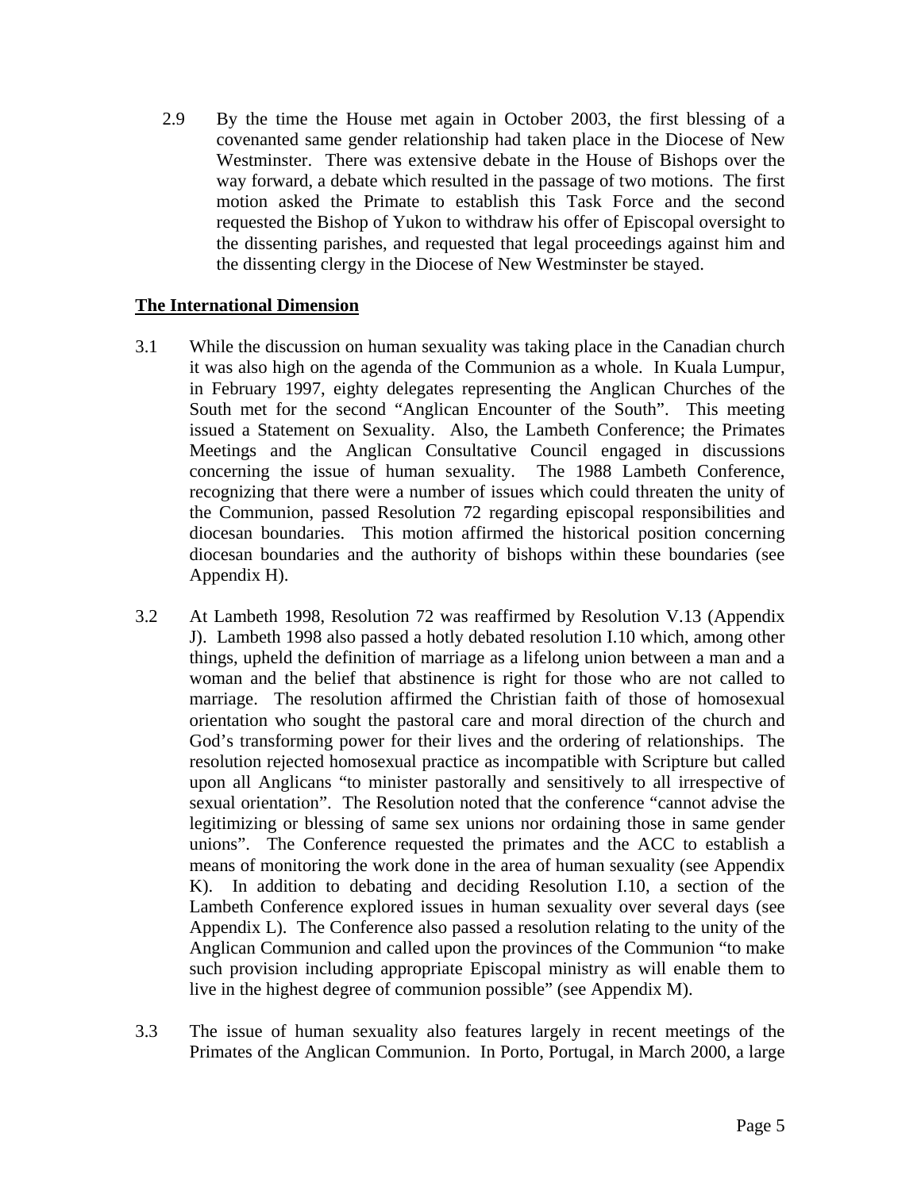2.9 By the time the House met again in October 2003, the first blessing of a covenanted same gender relationship had taken place in the Diocese of New Westminster. There was extensive debate in the House of Bishops over the way forward, a debate which resulted in the passage of two motions. The first motion asked the Primate to establish this Task Force and the second requested the Bishop of Yukon to withdraw his offer of Episcopal oversight to the dissenting parishes, and requested that legal proceedings against him and the dissenting clergy in the Diocese of New Westminster be stayed.

## The International Dimension

3.1 While the discussion on human sexuality was taking place in the Canadian church it was also high on the agenda of the Communion as a whole. In Kuala Lumpur, in February 1997, eighty delegates representing the Anglican Churches of the South met for the second "Anglican Encounter of the South". This meeting issued a Statement on Sexuality. Also, the Lambeth Conference; the Primates Meetings and the Anglican Consultative Council engaged in discussions concerning the issue of human sexuality. The 1988 Lambeth Conference, recognizing that there were a number of issues which could threaten the unity of the Communion, passed Resolution 72 regarding episcopal responsibilities and diocesan boundaries. This motion affirmed the historical position concerning diocesan boundaries and the authority of bishops within these boundaries (see Appendix H).

3.2 At Lambeth 1998, Resolution 72 was reaffirmed by Resolution V.13 (Appendix J). Lambeth 1998 also passed a hotly debated resolution I.10 which, among other things, upheld the definition of marriage as a lifelong union between a man and a woman and the belief that abstinence is right for those who are not called to marriage. The resolution affirmed the Christian faith of those of homosexual orientation who sought the pastoral care and moral direction of the church and God's transforming power for their lives and the ordering of relationships. The resolution rejected homosexual practice as incompatible with Scripture but called upon all Anglicans "to minister pastorally and sensitively to all irrespective of sexual orientation". The Resolution noted that the conference "cannot advise the legitimizing or blessing of same sex unions nor ordaining those in same gender unions". The Conference requested the primates and the ACC to establish a means of monitoring the work done in the area of human sexuality (see Appendix K). In addition to debating and deciding Resolution I.10, a section of the Lambeth Conference explored issues in human sexuality over several days (see Appendix L). The Conference also passed a resolution relating to the unity of the Anglican Communion and called upon the provinces of the Communion "to make such provision including appropriate Episcopal ministry as will enable them to live in the highest degree of communion possible" (see Appendix M).

3.3 The issue of human sexuality also features largely in recent meetings of the Primates of the Anglican Communion. In Porto, Portugal, in March 2000, a large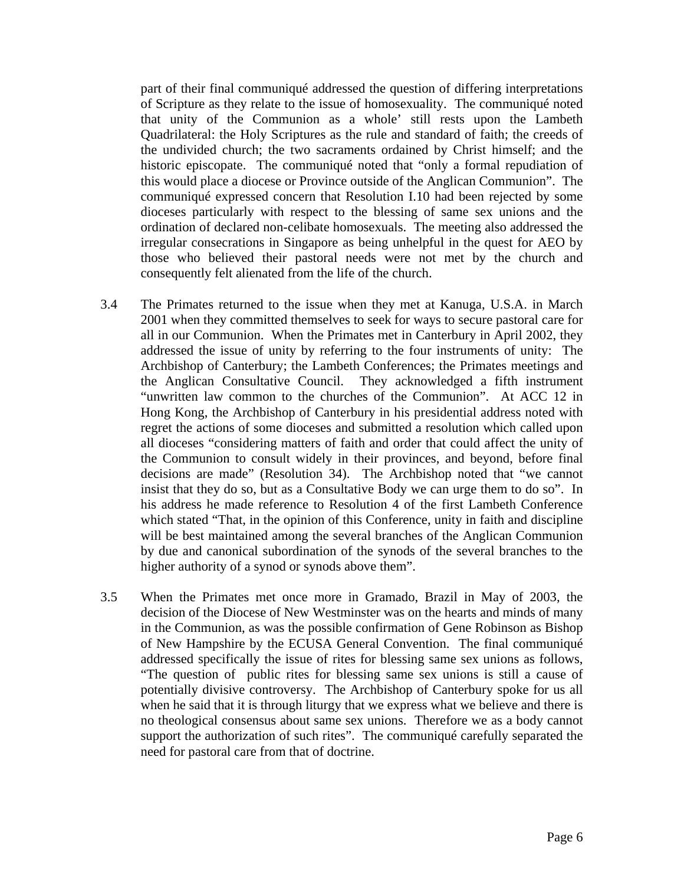part of their final communiqué addressed the question of differing interpretations of Scripture as they relate to the issue of homosexuality. The communiqué noted that unity of the Communion as a whole' still rests upon the Lambeth Quadrilateral: the Holy Scriptures as the rule and standard of faith; the creeds of the undivided church; the two sacraments ordained by Christ himself; and the historic episcopate. The communiqué noted that "only a formal repudiation of this would place a diocese or Province outside of the Anglican Communion". The communiqué expressed concern that Resolution I.10 had been rejected by some dioceses particularly with respect to the blessing of same sex unions and the ordination of declared non-celibate homosexuals. The meeting also addressed the irregular consecrations in Singapore as being unhelpful in the quest for AEO by those who believed their pastoral needs were not met by the church and consequently felt alienated from the life of the church.

3.4 The Primates returned to the issue when they met at Kanuga, U.S.A. in March 2001 when they committed themselves to seek for ways to secure pastoral care for all in our Communion. When the Primates met in Canterbury in April 2002, they addressed the issue of unity by referring to the four instruments of unity: The Archbishop of Canterbury; the Lambeth Conferences; the Primates meetings and the Anglican Consultative Council. They acknowledged a fifth instrument "unwritten law common to the churches of the Communion". At ACC 12 in Hong Kong, the Archbishop of Canterbury in his presidential address noted with regret the actions of some dioceses and submitted a resolution which called upon all dioceses "considering matters of faith and order that could affect the unity of the Communion to consult widely in their provinces, and beyond, before final decisions are made" (Resolution 34). The Archbishop noted that "we cannot insist that they do so, but as a Consultative Body we can urge them to do so". In his address he made reference to Resolution 4 of the first Lambeth Conference which stated "That, in the opinion of this Conference, unity in faith and discipline will be best maintained among the several branches of the Anglican Communion by due and canonical subordination of the synods of the several branches to the higher authority of a synod or synods above them".

3.5 When the Primates met once more in Gramado, Brazil in May of 2003, the decision of the Diocese of New Westminster was on the hearts and minds of many in the Communion, as was the possible confirmation of Gene Robinson as Bishop of New Hampshire by the ECUSA General Convention. The final communiqué addressed specifically the issue of rites for blessing same sex unions as follows, "The question of public rites for blessing same sex unions is still a cause of potentially divisive controversy. The Archbishop of Canterbury spoke for us all when he said that it is through liturgy that we express what we believe and there is no theological consensus about same sex unions. Therefore we as a body cannot support the authorization of such rites". The communiqué carefully separated the need for pastoral care from that of doctrine.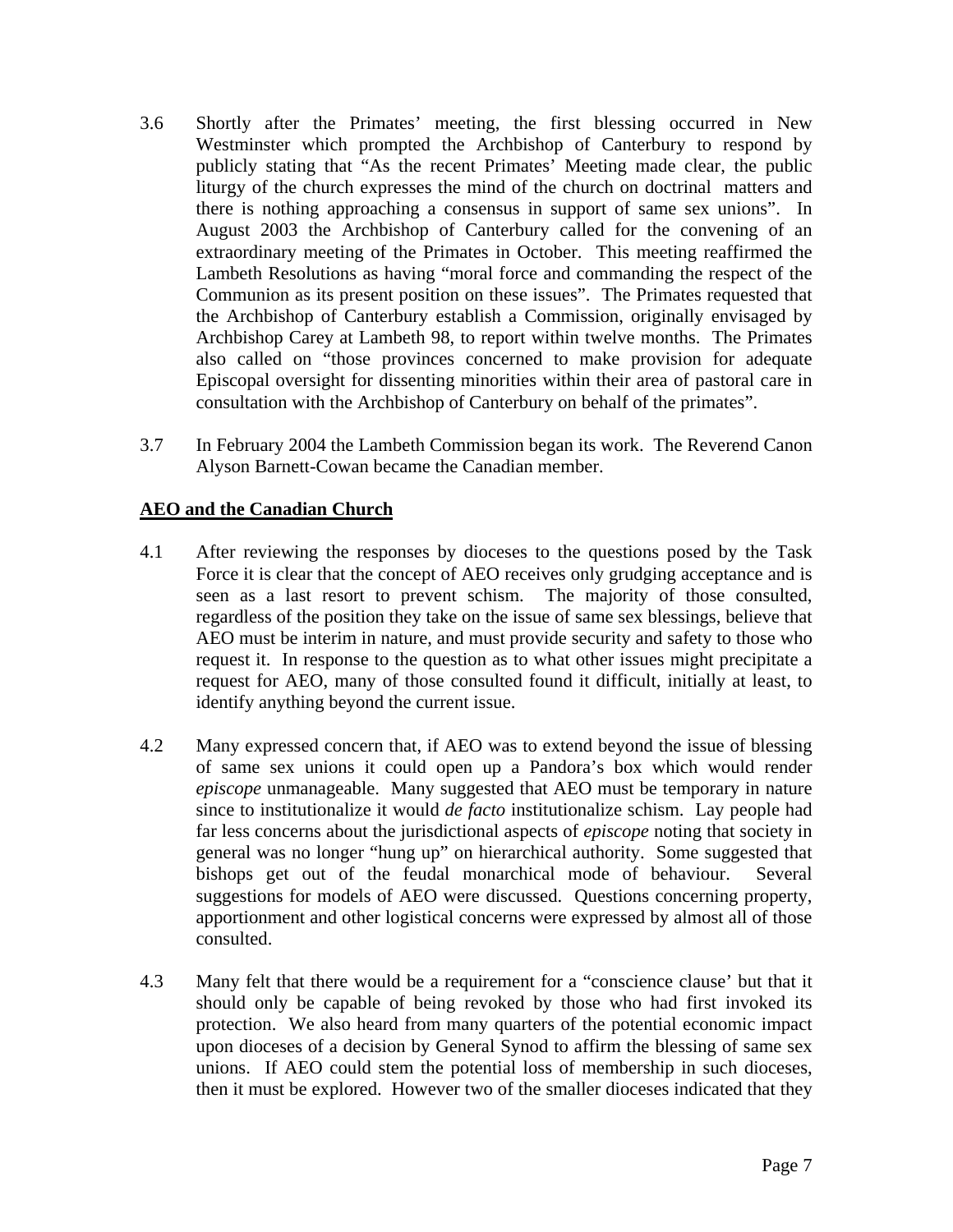3.6 Shortly after the Primates' meeting, the first blessing occurred in New Westminster which prompted the Archbishop of Canterbury to respond by publicly stating that "As the recent Primates' Meeting made clear, the public liturgy of the church expresses the mind of the church on doctrinal matters and there is nothing approaching a consensus in support of same sex unions". In August 2003 the Archbishop of Canterbury called for the convening of an extraordinary meeting of the Primates in October. This meeting reaffirmed the Lambeth Resolutions as having "moral force and commanding the respect of the Communion as its present position on these issues". The Primates requested that the Archbishop of Canterbury establish a Commission, originally envisaged by Archbishop Carey at Lambeth 98, to report within twelve months. The Primates also called on "those provinces concerned to make provision for adequate Episcopal oversight for dissenting minorities within their area of pastoral care in consultation with the Archbishop of Canterbury on behalf of the primates".

3.7 In February 2004 the Lambeth Commission began its work. The Reverend Canon Alyson Barnett-Cowan became the Canadian member.

## AEO and the Canadian Church

4.1 After reviewing the responses by dioceses to the questions posed by the Task Force it is clear that the concept of AEO receives only grudging acceptance and is seen as a last resort to prevent schism. The majority of those consulted, regardless of the position they take on the issue of same sex blessings, believe that AEO must be interim in nature, and must provide security and safety to those who request it. In response to the question as to what other issues might precipitate a request for AEO, many of those consulted found it difficult, initially at least, to identify anything beyond the current issue.

4.2 Many expressed concern that, if AEO was to extend beyond the issue of blessing of same sex unions it could open up a Pandora's box which would render *episcope* unmanageable. Many suggested that AEO must be temporary in nature since to institutionalize it would *de facto* institutionalize schism. Lay people had far less concerns about the jurisdictional aspects of *episcope* noting that society in general was no longer "hung up" on hierarchical authority. Some suggested that bishops get out of the feudal monarchical mode of behaviour. Several suggestions for models of AEO were discussed. Questions concerning property, apportionment and other logistical concerns were expressed by almost all of those consulted.

4.3 Many felt that there would be a requirement for a "conscience clause' but that it should only be capable of being revoked by those who had first invoked its protection. We also heard from many quarters of the potential economic impact upon dioceses of a decision by General Synod to affirm the blessing of same sex unions. If AEO could stem the potential loss of membership in such dioceses, then it must be explored. However two of the smaller dioceses indicated that they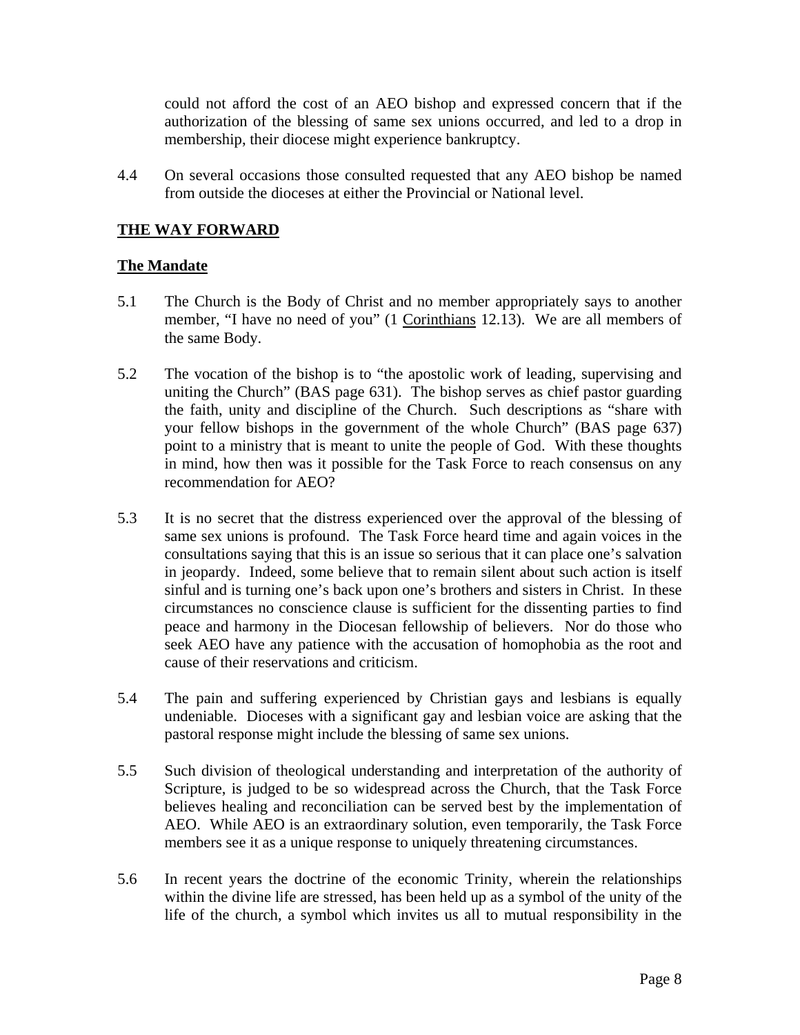could not afford the cost of an AEO bishop and expressed concern that if the authorization of the blessing of same sex unions occurred, and led to a drop in membership, their diocese might experience bankruptcy.

4.4 On several occasions those consulted requested that any AEO bishop be named from outside the dioceses at either the Provincial or National level.

## THE WAY FORWARD

### The Mandate

5.1 The Church is the Body of Christ and no member appropriately says to another member, "I have no need of you" (1 Corinthians 12.13). We are all members of the same Body.

5.2 The vocation of the bishop is to "the apostolic work of leading, supervising and uniting the Church" (BAS page 631). The bishop serves as chief pastor guarding the faith, unity and discipline of the Church. Such descriptions as "share with your fellow bishops in the government of the whole Church" (BAS page 637) point to a ministry that is meant to unite the people of God. With these thoughts in mind, how then was it possible for the Task Force to reach consensus on any recommendation for AEO?

5.3 It is no secret that the distress experienced over the approval of the blessing of same sex unions is profound. The Task Force heard time and again voices in the consultations saying that this is an issue so serious that it can place one's salvation in jeopardy. Indeed, some believe that to remain silent about such action is itself sinful and is turning one's back upon one's brothers and sisters in Christ. In these circumstances no conscience clause is sufficient for the dissenting parties to find peace and harmony in the Diocesan fellowship of believers. Nor do those who seek AEO have any patience with the accusation of homophobia as the root and cause of their reservations and criticism.

5.4 The pain and suffering experienced by Christian gays and lesbians is equally undeniable. Dioceses with a significant gay and lesbian voice are asking that the pastoral response might include the blessing of same sex unions.

5.5 Such division of theological understanding and interpretation of the authority of Scripture, is judged to be so widespread across the Church, that the Task Force believes healing and reconciliation can be served best by the implementation of AEO. While AEO is an extraordinary solution, even temporarily, the Task Force members see it as a unique response to uniquely threatening circumstances.

5.6 In recent years the doctrine of the economic Trinity, wherein the relationships within the divine life are stressed, has been held up as a symbol of the unity of the life of the church, a symbol which invites us all to mutual responsibility in the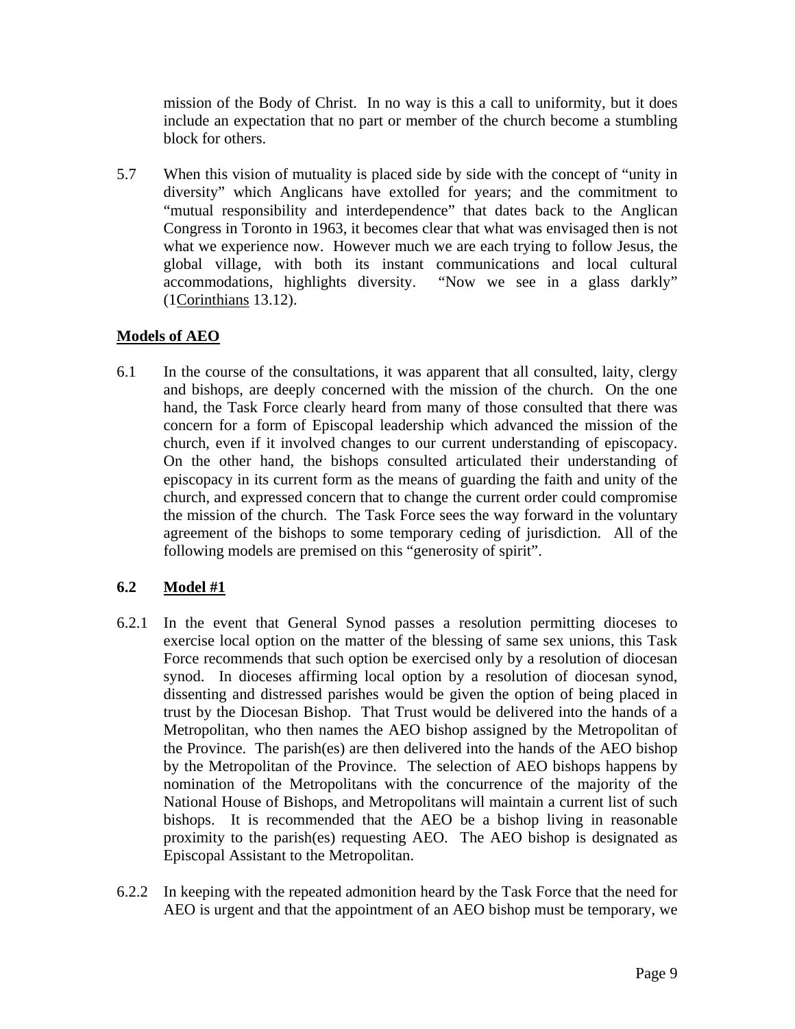mission of the Body of Christ. In no way is this a call to uniformity, but it does include an expectation that no part or member of the church become a stumbling block for others.

5.7 When this vision of mutuality is placed side by side with the concept of "unity in diversity" which Anglicans have extolled for years; and the commitment to "mutual responsibility and interdependence" that dates back to the Anglican Congress in Toronto in 1963, it becomes clear that what was envisaged then is not what we experience now. However much we are each trying to follow Jesus, the global village, with both its instant communications and local cultural accommodations, highlights diversity. "Now we see in a glass darkly" (1Corinthians 13.12).

## Models of AEO

6.1 In the course of the consultations, it was apparent that all consulted, laity, clergy and bishops, are deeply concerned with the mission of the church. On the one hand, the Task Force clearly heard from many of those consulted that there was concern for a form of Episcopal leadership which advanced the mission of the church, even if it involved changes to our current understanding of episcopacy. On the other hand, the bishops consulted articulated their understanding of episcopacy in its current form as the means of guarding the faith and unity of the church, and expressed concern that to change the current order could compromise the mission of the church. The Task Force sees the way forward in the voluntary agreement of the bishops to some temporary ceding of jurisdiction. All of the following models are premised on this "generosity of spirit".

### 6.2 Model #1

6.2.1 In the event that General Synod passes a resolution permitting dioceses to exercise local option on the matter of the blessing of same sex unions, this Task Force recommends that such option be exercised only by a resolution of diocesan synod. In dioceses affirming local option by a resolution of diocesan synod, dissenting and distressed parishes would be given the option of being placed in trust by the Diocesan Bishop. That Trust would be delivered into the hands of a Metropolitan, who then names the AEO bishop assigned by the Metropolitan of the Province. The parish(es) are then delivered into the hands of the AEO bishop by the Metropolitan of the Province. The selection of AEO bishops happens by nomination of the Metropolitans with the concurrence of the majority of the National House of Bishops, and Metropolitans will maintain a current list of such bishops. It is recommended that the AEO be a bishop living in reasonable proximity to the parish(es) requesting AEO. The AEO bishop is designated as Episcopal Assistant to the Metropolitan.

6.2.2 In keeping with the repeated admonition heard by the Task Force that the need for AEO is urgent and that the appointment of an AEO bishop must be temporary, we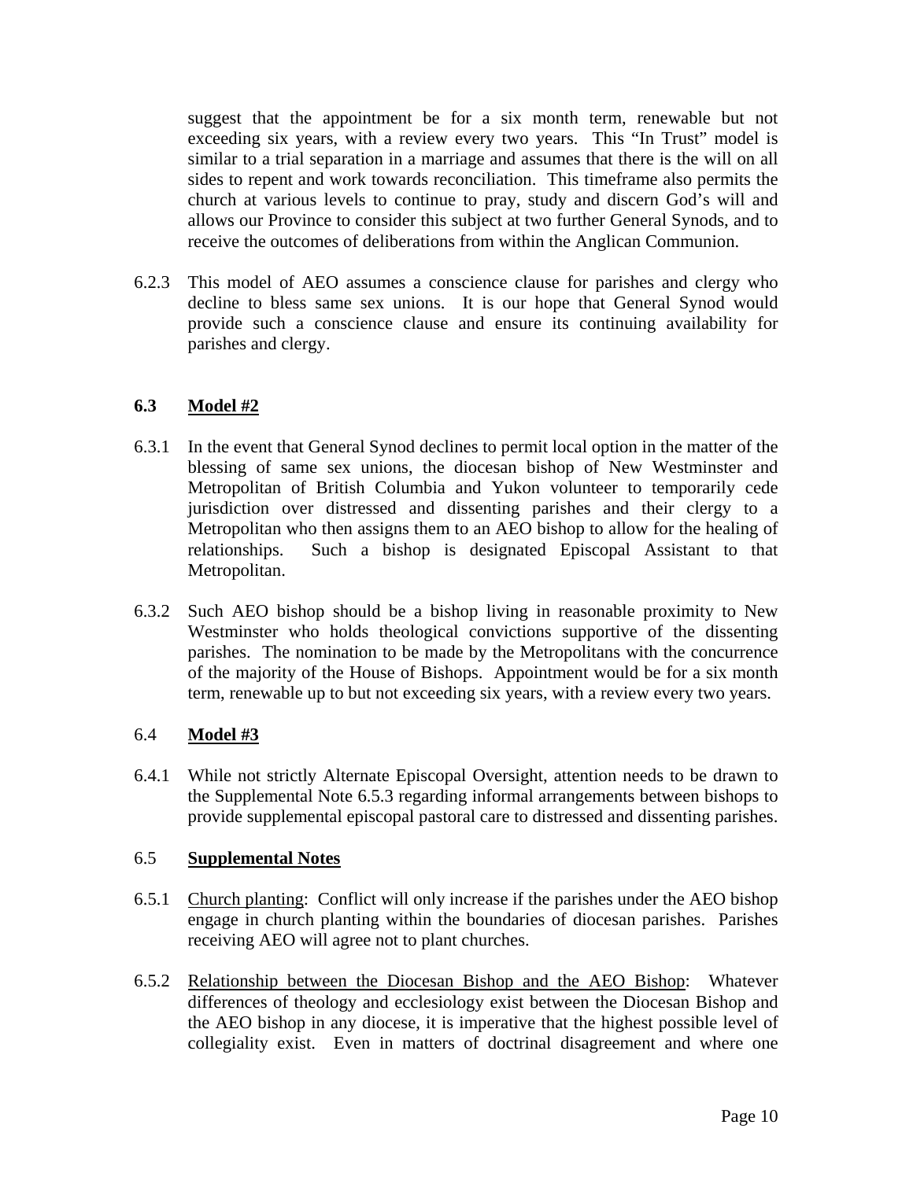suggest that the appointment be for a six month term, renewable but not exceeding six years, with a review every two years. This "In Trust" model is similar to a trial separation in a marriage and assumes that there is the will on all sides to repent and work towards reconciliation. This timeframe also permits the church at various levels to continue to pray, study and discern God's will and allows our Province to consider this subject at two further General Synods, and to receive the outcomes of deliberations from within the Anglican Communion.

6.2.3 This model of AEO assumes a conscience clause for parishes and clergy who decline to bless same sex unions. It is our hope that General Synod would provide such a conscience clause and ensure its continuing availability for parishes and clergy.

### 6.3 Model #2

6.3.1 In the event that General Synod declines to permit local option in the matter of the blessing of same sex unions, the diocesan bishop of New Westminster and Metropolitan of British Columbia and Yukon volunteer to temporarily cede jurisdiction over distressed and dissenting parishes and their clergy to a Metropolitan who then assigns them to an AEO bishop to allow for the healing of relationships. Such a bishop is designated Episcopal Assistant to that Metropolitan.

6.3.2 Such AEO bishop should be a bishop living in reasonable proximity to New Westminster who holds theological convictions supportive of the dissenting parishes. The nomination to be made by the Metropolitans with the concurrence of the majority of the House of Bishops. Appointment would be for a six month term, renewable up to but not exceeding six years, with a review every two years.

### 6.4 Model #3

6.4.1 While not strictly Alternate Episcopal Oversight, attention needs to be drawn to the Supplemental Note 6.5.3 regarding informal arrangements between bishops to provide supplemental episcopal pastoral care to distressed and dissenting parishes.

### 6.5 Supplemental Notes

6.5.1 Church planting: Conflict will only increase if the parishes under the AEO bishop engage in church planting within the boundaries of diocesan parishes. Parishes receiving AEO will agree not to plant churches.

6.5.2 Relationship between the Diocesan Bishop and the AEO Bishop: Whatever differences of theology and ecclesiology exist between the Diocesan Bishop and the AEO bishop in any diocese, it is imperative that the highest possible level of collegiality exist. Even in matters of doctrinal disagreement and where one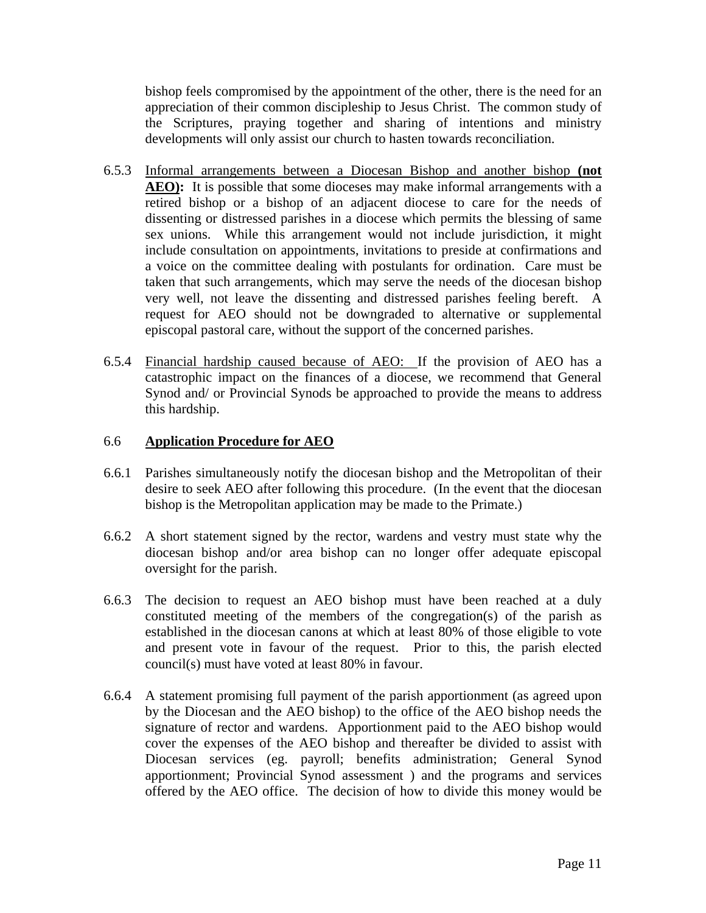bishop feels compromised by the appointment of the other, there is the need for an appreciation of their common discipleship to Jesus Christ. The common study of the Scriptures, praying together and sharing of intentions and ministry developments will only assist our church to hasten towards reconciliation.

6.5.3 Informal arrangements between a Diocesan Bishop and another bishop **(not AEO):** It is possible that some dioceses may make informal arrangements with a retired bishop or a bishop of an adjacent diocese to care for the needs of dissenting or distressed parishes in a diocese which permits the blessing of same sex unions. While this arrangement would not include jurisdiction, it might include consultation on appointments, invitations to preside at confirmations and a voice on the committee dealing with postulants for ordination. Care must be taken that such arrangements, which may serve the needs of the diocesan bishop very well, not leave the dissenting and distressed parishes feeling bereft. A request for AEO should not be downgraded to alternative or supplemental episcopal pastoral care, without the support of the concerned parishes.

6.5.4 Financial hardship caused because of AEO: If the provision of AEO has a catastrophic impact on the finances of a diocese, we recommend that General Synod and/ or Provincial Synods be approached to provide the means to address this hardship.

## 6.6 Application Procedure for AEO

6.6.1 Parishes simultaneously notify the diocesan bishop and the Metropolitan of their desire to seek AEO after following this procedure. (In the event that the diocesan bishop is the Metropolitan application may be made to the Primate.)

6.6.2 A short statement signed by the rector, wardens and vestry must state why the diocesan bishop and/or area bishop can no longer offer adequate episcopal oversight for the parish.

6.6.3 The decision to request an AEO bishop must have been reached at a duly constituted meeting of the members of the congregation(s) of the parish as established in the diocesan canons at which at least 80% of those eligible to vote and present vote in favour of the request. Prior to this, the parish elected council(s) must have voted at least 80% in favour.

6.6.4 A statement promising full payment of the parish apportionment (as agreed upon by the Diocesan and the AEO bishop) to the office of the AEO bishop needs the signature of rector and wardens. Apportionment paid to the AEO bishop would cover the expenses of the AEO bishop and thereafter be divided to assist with Diocesan services (eg. payroll; benefits administration; General Synod apportionment; Provincial Synod assessment ) and the programs and services offered by the AEO office. The decision of how to divide this money would be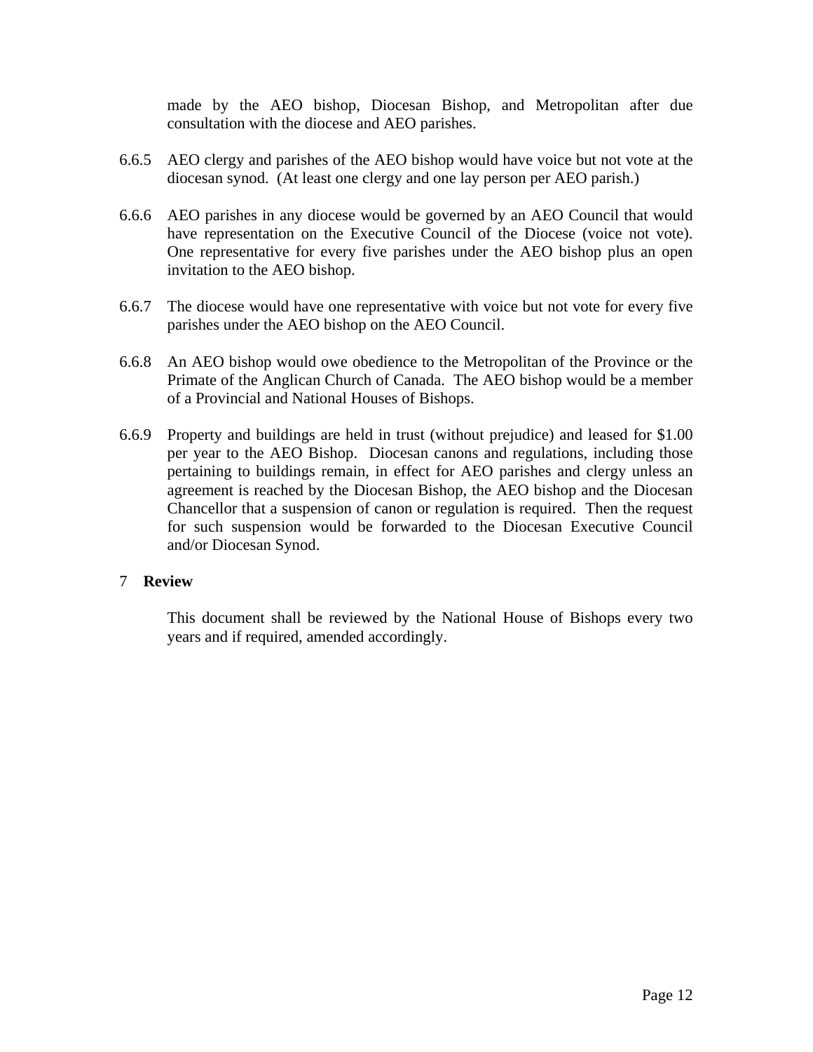made by the AEO bishop, Diocesan Bishop, and Metropolitan after due consultation with the diocese and AEO parishes.

6.6.5 AEO clergy and parishes of the AEO bishop would have voice but not vote at the diocesan synod. (At least one clergy and one lay person per AEO parish.)

6.6.6 AEO parishes in any diocese would be governed by an AEO Council that would have representation on the Executive Council of the Diocese (voice not vote). One representative for every five parishes under the AEO bishop plus an open invitation to the AEO bishop.

6.6.7 The diocese would have one representative with voice but not vote for every five parishes under the AEO bishop on the AEO Council.

6.6.8 An AEO bishop would owe obedience to the Metropolitan of the Province or the Primate of the Anglican Church of Canada. The AEO bishop would be a member of a Provincial and National Houses of Bishops.

6.6.9 Property and buildings are held in trust (without prejudice) and leased for $1.00 per year to the AEO Bishop. Diocesan canons and regulations, including those pertaining to buildings remain, in effect for AEO parishes and clergy unless an agreement is reached by the Diocesan Bishop, the AEO bishop and the Diocesan Chancellor that a suspension of canon or regulation is required. Then the request for such suspension would be forwarded to the Diocesan Executive Council and/or Diocesan Synod.

## 7 Review

This document shall be reviewed by the National House of Bishops every two years and if required, amended accordingly.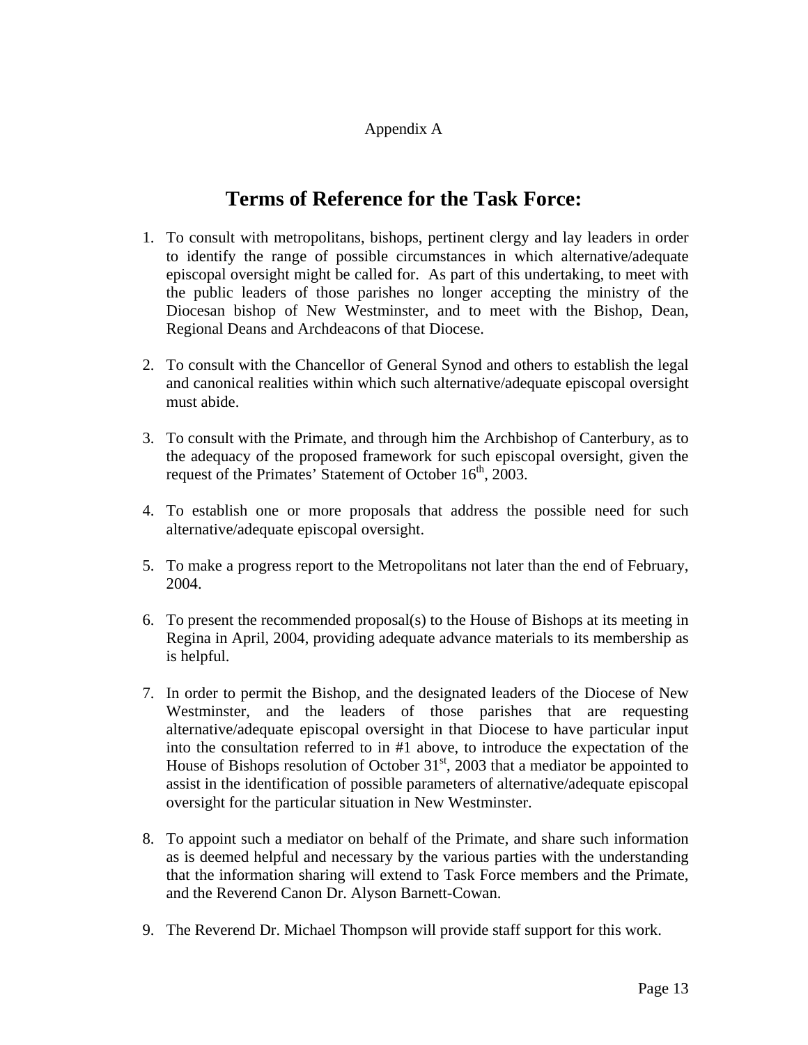Appendix A

# Terms of Reference for the Task Force:

1. To consult with metropolitans, bishops, pertinent clergy and lay leaders in order to identify the range of possible circumstances in which alternative/adequate episcopal oversight might be called for. As part of this undertaking, to meet with the public leaders of those parishes no longer accepting the ministry of the Diocesan bishop of New Westminster, and to meet with the Bishop, Dean, Regional Deans and Archdeacons of that Diocese.

2. To consult with the Chancellor of General Synod and others to establish the legal and canonical realities within which such alternative/adequate episcopal oversight must abide.

3. To consult with the Primate, and through him the Archbishop of Canterbury, as to the adequacy of the proposed framework for such episcopal oversight, given the request of the Primates' Statement of October 16th, 2003.

4. To establish one or more proposals that address the possible need for such alternative/adequate episcopal oversight.

5. To make a progress report to the Metropolitans not later than the end of February, 2004.

6. To present the recommended proposal(s) to the House of Bishops at its meeting in Regina in April, 2004, providing adequate advance materials to its membership as is helpful.

7. In order to permit the Bishop, and the designated leaders of the Diocese of New Westminster, and the leaders of those parishes that are requesting alternative/adequate episcopal oversight in that Diocese to have particular input into the consultation referred to in #1 above, to introduce the expectation of the House of Bishops resolution of October 31st, 2003 that a mediator be appointed to assist in the identification of possible parameters of alternative/adequate episcopal oversight for the particular situation in New Westminster.

8. To appoint such a mediator on behalf of the Primate, and share such information as is deemed helpful and necessary by the various parties with the understanding that the information sharing will extend to Task Force members and the Primate, and the Reverend Canon Dr. Alyson Barnett-Cowan.

9. The Reverend Dr. Michael Thompson will provide staff support for this work.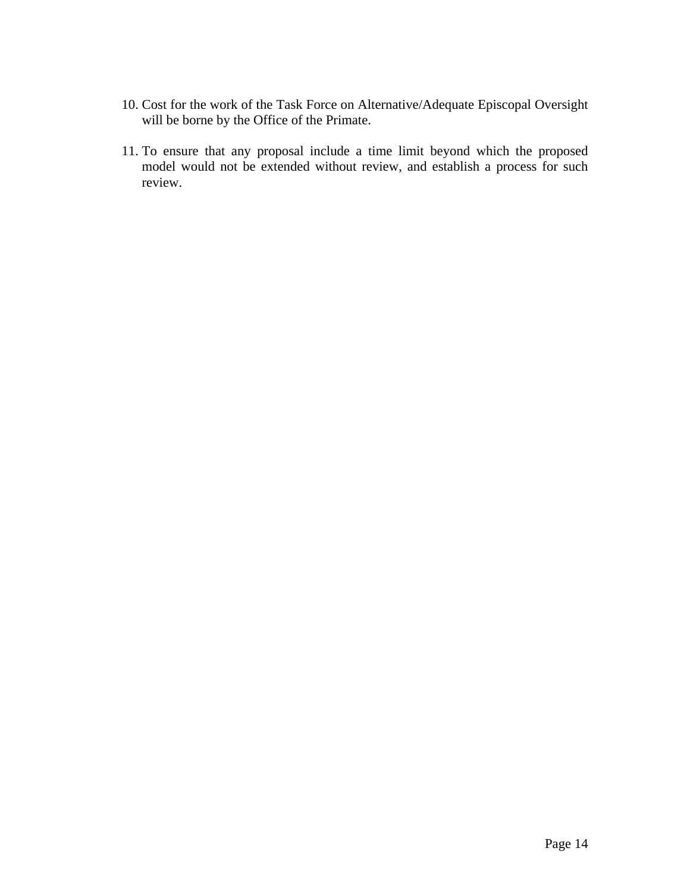10. Cost for the work of the Task Force on Alternative/Adequate Episcopal Oversight will be borne by the Office of the Primate.

11. To ensure that any proposal include a time limit beyond which the proposed model would not be extended without review, and establish a process for such review.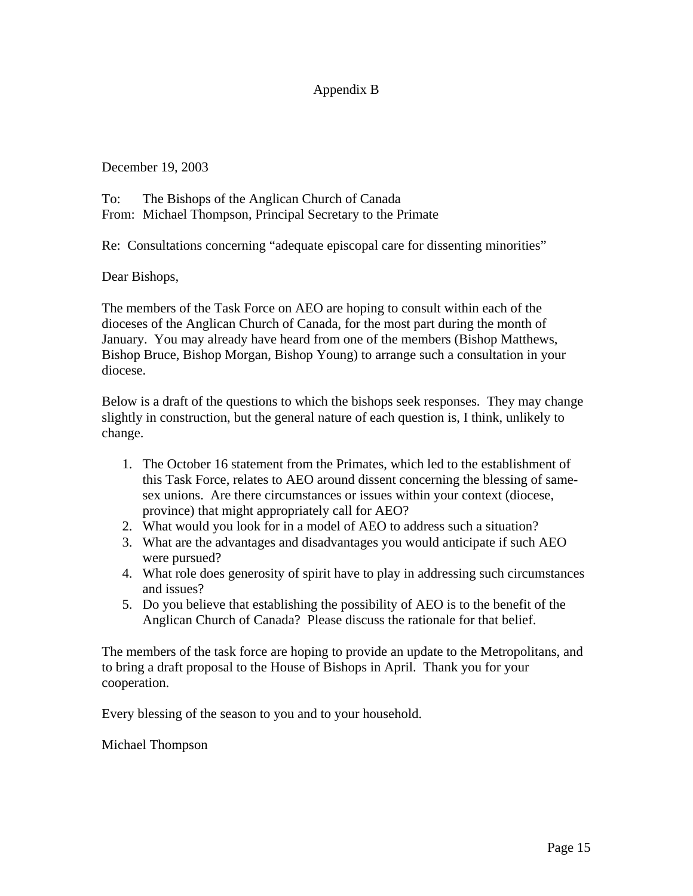# Appendix B

December 19, 2003

To: The Bishops of the Anglican Church of Canada
From: Michael Thompson, Principal Secretary to the Primate

Re: Consultations concerning "adequate episcopal care for dissenting minorities"

Dear Bishops,

The members of the Task Force on AEO are hoping to consult within each of the dioceses of the Anglican Church of Canada, for the most part during the month of January. You may already have heard from one of the members (Bishop Matthews, Bishop Bruce, Bishop Morgan, Bishop Young) to arrange such a consultation in your diocese.

Below is a draft of the questions to which the bishops seek responses. They may change slightly in construction, but the general nature of each question is, I think, unlikely to change.

1. The October 16 statement from the Primates, which led to the establishment of this Task Force, relates to AEO around dissent concerning the blessing of same-sex unions. Are there circumstances or issues within your context (diocese, province) that might appropriately call for AEO?
2. What would you look for in a model of AEO to address such a situation?
3. What are the advantages and disadvantages you would anticipate if such AEO were pursued?
4. What role does generosity of spirit have to play in addressing such circumstances and issues?
5. Do you believe that establishing the possibility of AEO is to the benefit of the Anglican Church of Canada? Please discuss the rationale for that belief.

The members of the task force are hoping to provide an update to the Metropolitans, and to bring a draft proposal to the House of Bishops in April. Thank you for your cooperation.

Every blessing of the season to you and to your household.

Michael Thompson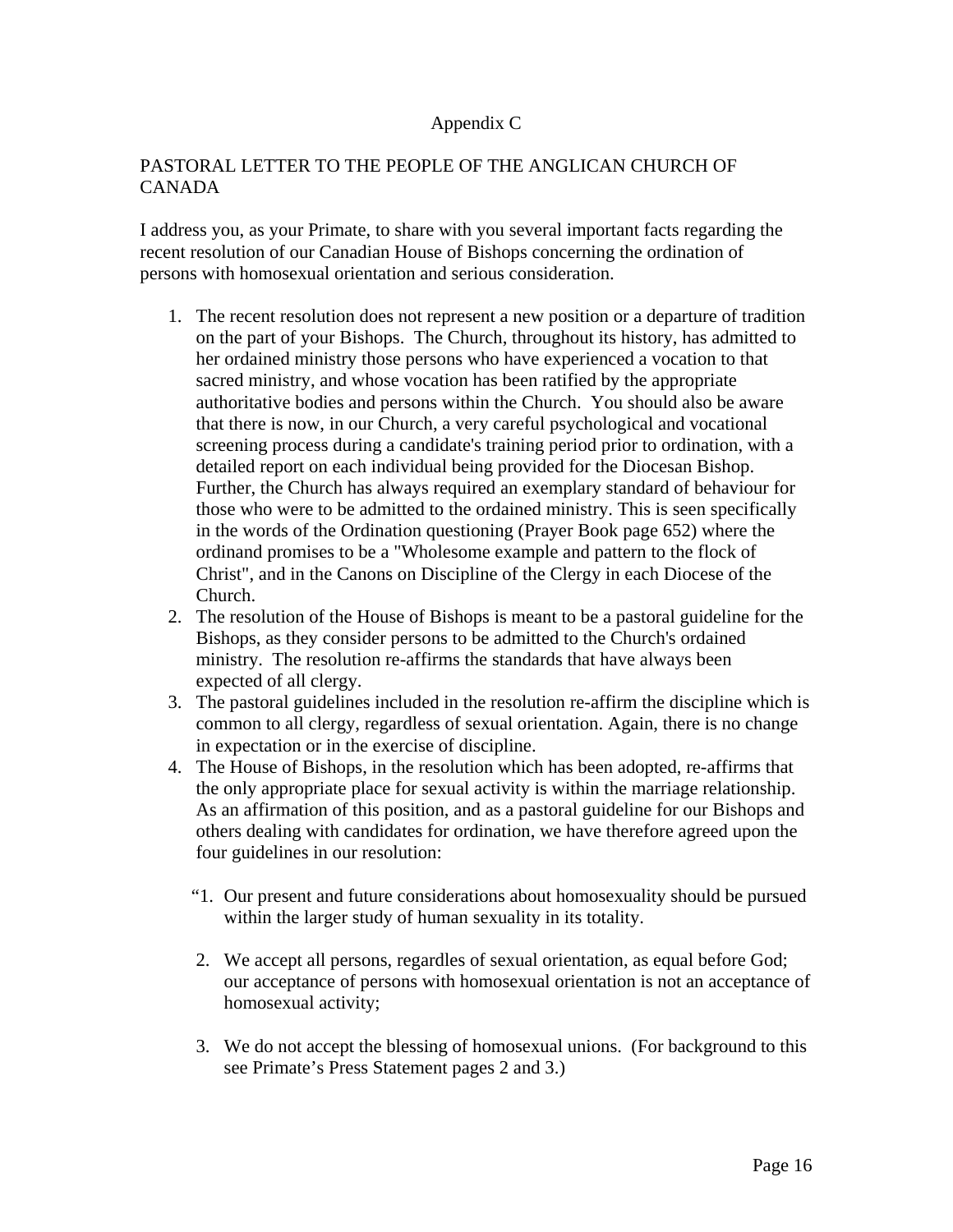Appendix C

PASTORAL LETTER TO THE PEOPLE OF THE ANGLICAN CHURCH OF CANADA

I address you, as your Primate, to share with you several important facts regarding the recent resolution of our Canadian House of Bishops concerning the ordination of persons with homosexual orientation and serious consideration.

1. The recent resolution does not represent a new position or a departure of tradition on the part of your Bishops. The Church, throughout its history, has admitted to her ordained ministry those persons who have experienced a vocation to that sacred ministry, and whose vocation has been ratified by the appropriate authoritative bodies and persons within the Church. You should also be aware that there is now, in our Church, a very careful psychological and vocational screening process during a candidate's training period prior to ordination, with a detailed report on each individual being provided for the Diocesan Bishop. Further, the Church has always required an exemplary standard of behaviour for those who were to be admitted to the ordained ministry. This is seen specifically in the words of the Ordination questioning (Prayer Book page 652) where the ordinand promises to be a "Wholesome example and pattern to the flock of Christ", and in the Canons on Discipline of the Clergy in each Diocese of the Church.
2. The resolution of the House of Bishops is meant to be a pastoral guideline for the Bishops, as they consider persons to be admitted to the Church's ordained ministry. The resolution re-affirms the standards that have always been expected of all clergy.
3. The pastoral guidelines included in the resolution re-affirm the discipline which is common to all clergy, regardless of sexual orientation. Again, there is no change in expectation or in the exercise of discipline.
4. The House of Bishops, in the resolution which has been adopted, re-affirms that the only appropriate place for sexual activity is within the marriage relationship. As an affirmation of this position, and as a pastoral guideline for our Bishops and others dealing with candidates for ordination, we have therefore agreed upon the four guidelines in our resolution:

   "1. Our present and future considerations about homosexuality should be pursued within the larger study of human sexuality in its totality.

   2. We accept all persons, regardles of sexual orientation, as equal before God; our acceptance of persons with homosexual orientation is not an acceptance of homosexual activity;

   3. We do not accept the blessing of homosexual unions. (For background to this see Primate's Press Statement pages 2 and 3.)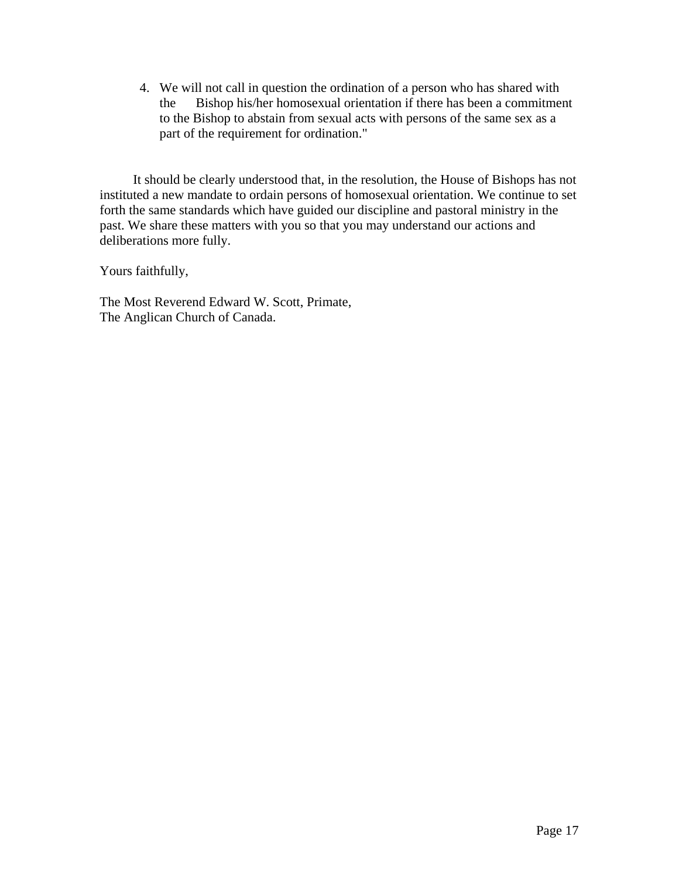4. We will not call in question the ordination of a person who has shared with the Bishop his/her homosexual orientation if there has been a commitment to the Bishop to abstain from sexual acts with persons of the same sex as a part of the requirement for ordination."

It should be clearly understood that, in the resolution, the House of Bishops has not instituted a new mandate to ordain persons of homosexual orientation. We continue to set forth the same standards which have guided our discipline and pastoral ministry in the past. We share these matters with you so that you may understand our actions and deliberations more fully.

Yours faithfully,

The Most Reverend Edward W. Scott, Primate,  
The Anglican Church of Canada.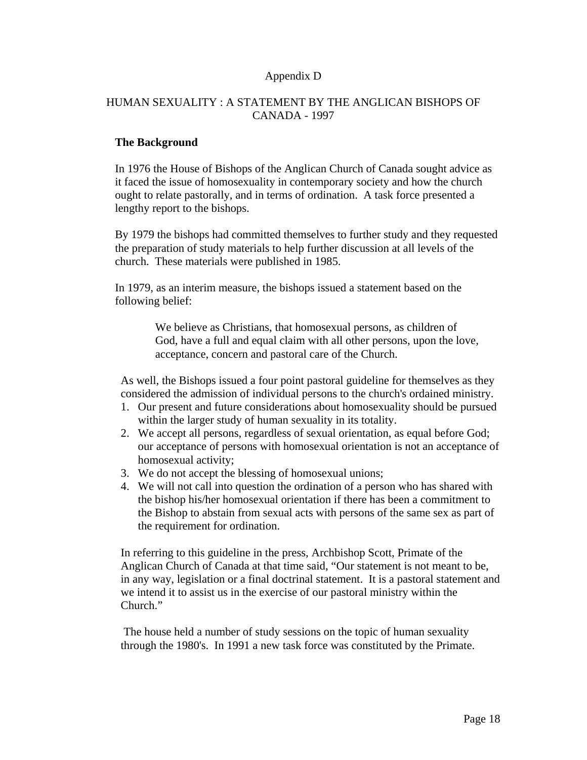Appendix D

# HUMAN SEXUALITY : A STATEMENT BY THE ANGLICAN BISHOPS OF CANADA - 1997

## The Background

In 1976 the House of Bishops of the Anglican Church of Canada sought advice as it faced the issue of homosexuality in contemporary society and how the church ought to relate pastorally, and in terms of ordination. A task force presented a lengthy report to the bishops.

By 1979 the bishops had committed themselves to further study and they requested the preparation of study materials to help further discussion at all levels of the church. These materials were published in 1985.

In 1979, as an interim measure, the bishops issued a statement based on the following belief:

> We believe as Christians, that homosexual persons, as children of God, have a full and equal claim with all other persons, upon the love, acceptance, concern and pastoral care of the Church.

As well, the Bishops issued a four point pastoral guideline for themselves as they considered the admission of individual persons to the church's ordained ministry.

1. Our present and future considerations about homosexuality should be pursued within the larger study of human sexuality in its totality.
2. We accept all persons, regardless of sexual orientation, as equal before God; our acceptance of persons with homosexual orientation is not an acceptance of homosexual activity;
3. We do not accept the blessing of homosexual unions;
4. We will not call into question the ordination of a person who has shared with the bishop his/her homosexual orientation if there has been a commitment to the Bishop to abstain from sexual acts with persons of the same sex as part of the requirement for ordination.

In referring to this guideline in the press, Archbishop Scott, Primate of the Anglican Church of Canada at that time said, "Our statement is not meant to be, in any way, legislation or a final doctrinal statement. It is a pastoral statement and we intend it to assist us in the exercise of our pastoral ministry within the Church."

The house held a number of study sessions on the topic of human sexuality through the 1980's. In 1991 a new task force was constituted by the Primate.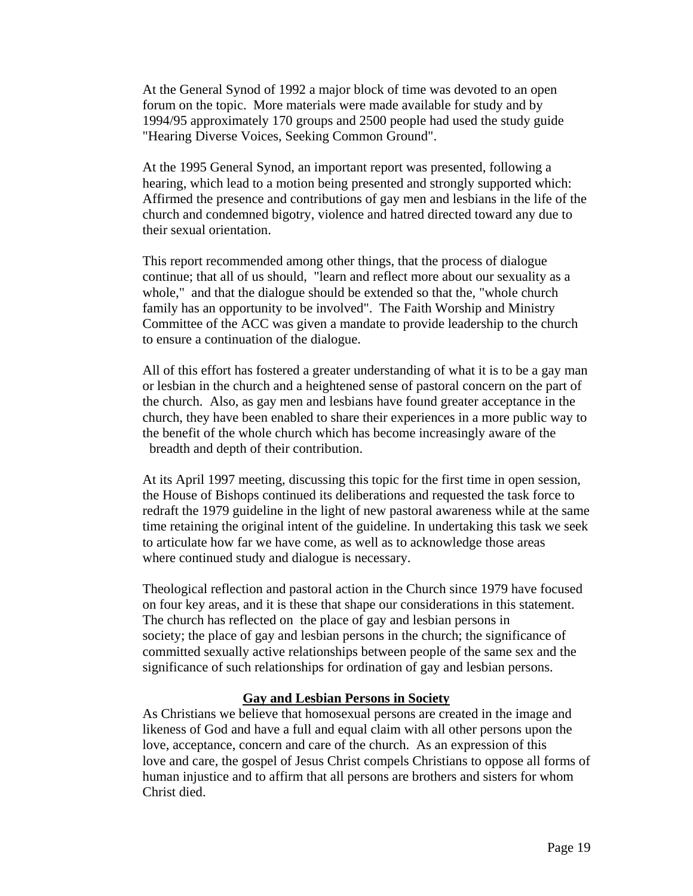At the General Synod of 1992 a major block of time was devoted to an open forum on the topic. More materials were made available for study and by 1994/95 approximately 170 groups and 2500 people had used the study guide "Hearing Diverse Voices, Seeking Common Ground".

At the 1995 General Synod, an important report was presented, following a hearing, which lead to a motion being presented and strongly supported which: Affirmed the presence and contributions of gay men and lesbians in the life of the church and condemned bigotry, violence and hatred directed toward any due to their sexual orientation.

This report recommended among other things, that the process of dialogue continue; that all of us should, "learn and reflect more about our sexuality as a whole," and that the dialogue should be extended so that the, "whole church family has an opportunity to be involved". The Faith Worship and Ministry Committee of the ACC was given a mandate to provide leadership to the church to ensure a continuation of the dialogue.

All of this effort has fostered a greater understanding of what it is to be a gay man or lesbian in the church and a heightened sense of pastoral concern on the part of the church. Also, as gay men and lesbians have found greater acceptance in the church, they have been enabled to share their experiences in a more public way to the benefit of the whole church which has become increasingly aware of the breadth and depth of their contribution.

At its April 1997 meeting, discussing this topic for the first time in open session, the House of Bishops continued its deliberations and requested the task force to redraft the 1979 guideline in the light of new pastoral awareness while at the same time retaining the original intent of the guideline. In undertaking this task we seek to articulate how far we have come, as well as to acknowledge those areas where continued study and dialogue is necessary.

Theological reflection and pastoral action in the Church since 1979 have focused on four key areas, and it is these that shape our considerations in this statement. The church has reflected on the place of gay and lesbian persons in society; the place of gay and lesbian persons in the church; the significance of committed sexually active relationships between people of the same sex and the significance of such relationships for ordination of gay and lesbian persons.

## Gay and Lesbian Persons in Society

As Christians we believe that homosexual persons are created in the image and likeness of God and have a full and equal claim with all other persons upon the love, acceptance, concern and care of the church. As an expression of this love and care, the gospel of Jesus Christ compels Christians to oppose all forms of human injustice and to affirm that all persons are brothers and sisters for whom Christ died.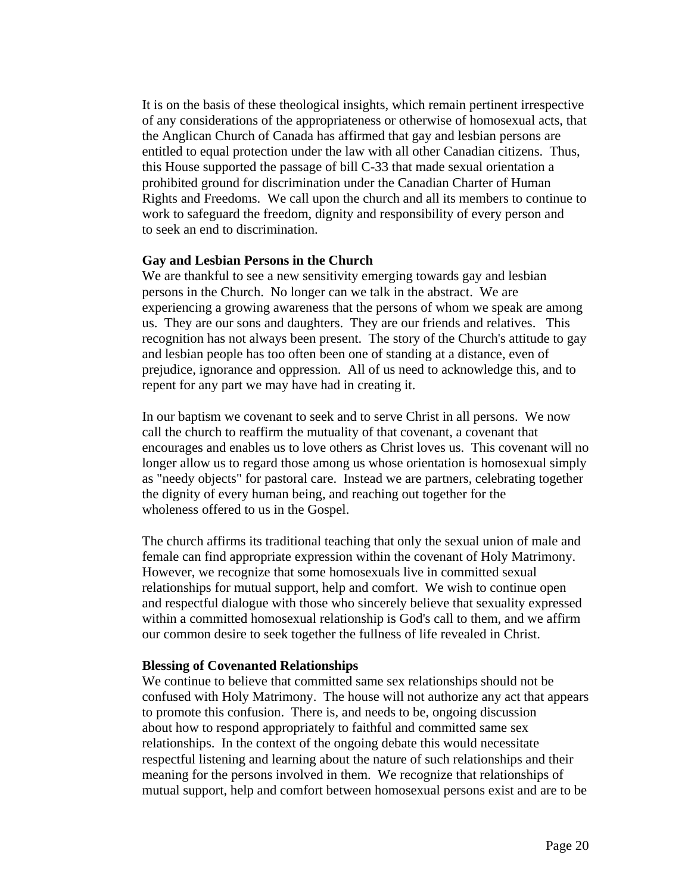It is on the basis of these theological insights, which remain pertinent irrespective of any considerations of the appropriateness or otherwise of homosexual acts, that the Anglican Church of Canada has affirmed that gay and lesbian persons are entitled to equal protection under the law with all other Canadian citizens. Thus, this House supported the passage of bill C-33 that made sexual orientation a prohibited ground for discrimination under the Canadian Charter of Human Rights and Freedoms. We call upon the church and all its members to continue to work to safeguard the freedom, dignity and responsibility of every person and to seek an end to discrimination.

**Gay and Lesbian Persons in the Church**

We are thankful to see a new sensitivity emerging towards gay and lesbian persons in the Church. No longer can we talk in the abstract. We are experiencing a growing awareness that the persons of whom we speak are among us. They are our sons and daughters. They are our friends and relatives. This recognition has not always been present. The story of the Church's attitude to gay and lesbian people has too often been one of standing at a distance, even of prejudice, ignorance and oppression. All of us need to acknowledge this, and to repent for any part we may have had in creating it.

In our baptism we covenant to seek and to serve Christ in all persons. We now call the church to reaffirm the mutuality of that covenant, a covenant that encourages and enables us to love others as Christ loves us. This covenant will no longer allow us to regard those among us whose orientation is homosexual simply as "needy objects" for pastoral care. Instead we are partners, celebrating together the dignity of every human being, and reaching out together for the wholeness offered to us in the Gospel.

The church affirms its traditional teaching that only the sexual union of male and female can find appropriate expression within the covenant of Holy Matrimony. However, we recognize that some homosexuals live in committed sexual relationships for mutual support, help and comfort. We wish to continue open and respectful dialogue with those who sincerely believe that sexuality expressed within a committed homosexual relationship is God's call to them, and we affirm our common desire to seek together the fullness of life revealed in Christ.

**Blessing of Covenanted Relationships**

We continue to believe that committed same sex relationships should not be confused with Holy Matrimony. The house will not authorize any act that appears to promote this confusion. There is, and needs to be, ongoing discussion about how to respond appropriately to faithful and committed same sex relationships. In the context of the ongoing debate this would necessitate respectful listening and learning about the nature of such relationships and their meaning for the persons involved in them. We recognize that relationships of mutual support, help and comfort between homosexual persons exist and are to be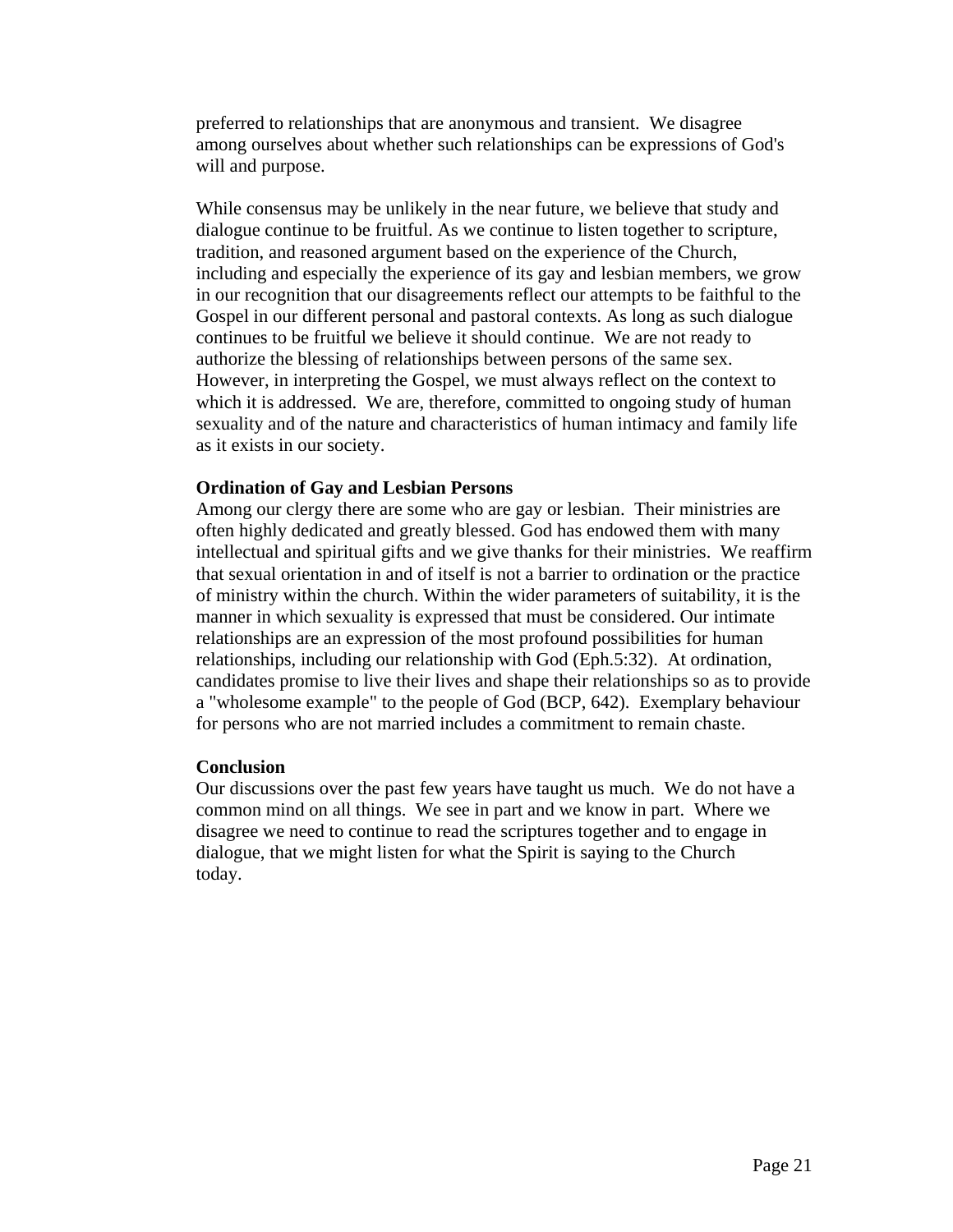preferred to relationships that are anonymous and transient. We disagree among ourselves about whether such relationships can be expressions of God's will and purpose.

While consensus may be unlikely in the near future, we believe that study and dialogue continue to be fruitful. As we continue to listen together to scripture, tradition, and reasoned argument based on the experience of the Church, including and especially the experience of its gay and lesbian members, we grow in our recognition that our disagreements reflect our attempts to be faithful to the Gospel in our different personal and pastoral contexts. As long as such dialogue continues to be fruitful we believe it should continue. We are not ready to authorize the blessing of relationships between persons of the same sex. However, in interpreting the Gospel, we must always reflect on the context to which it is addressed. We are, therefore, committed to ongoing study of human sexuality and of the nature and characteristics of human intimacy and family life as it exists in our society.

**Ordination of Gay and Lesbian Persons**

Among our clergy there are some who are gay or lesbian. Their ministries are often highly dedicated and greatly blessed. God has endowed them with many intellectual and spiritual gifts and we give thanks for their ministries. We reaffirm that sexual orientation in and of itself is not a barrier to ordination or the practice of ministry within the church. Within the wider parameters of suitability, it is the manner in which sexuality is expressed that must be considered. Our intimate relationships are an expression of the most profound possibilities for human relationships, including our relationship with God (Eph.5:32). At ordination, candidates promise to live their lives and shape their relationships so as to provide a "wholesome example" to the people of God (BCP, 642). Exemplary behaviour for persons who are not married includes a commitment to remain chaste.

**Conclusion**

Our discussions over the past few years have taught us much. We do not have a common mind on all things. We see in part and we know in part. Where we disagree we need to continue to read the scriptures together and to engage in dialogue, that we might listen for what the Spirit is saying to the Church today.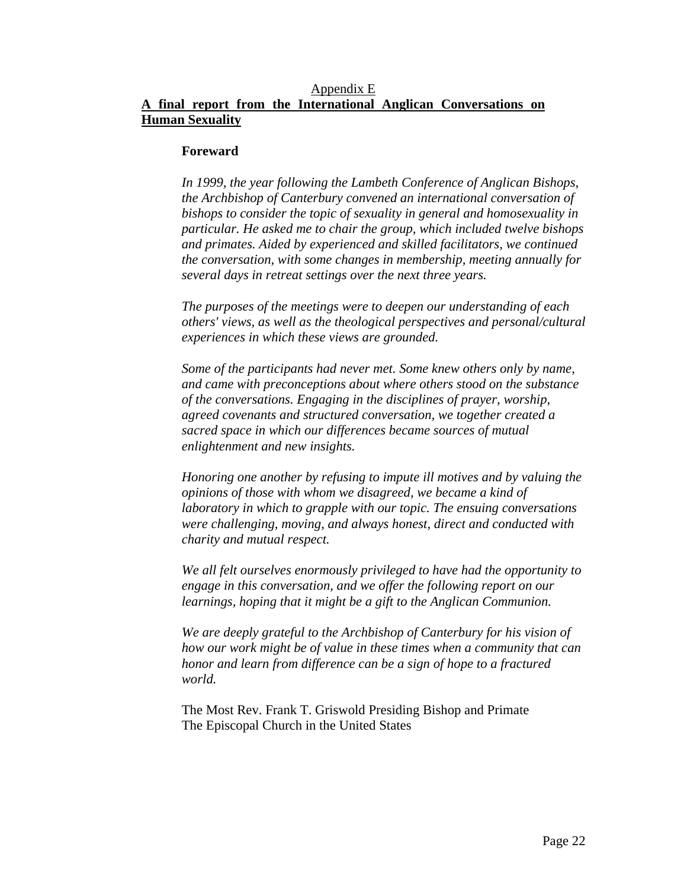Appendix E

# A final report from the International Anglican Conversations on Human Sexuality

## Foreward

*In 1999, the year following the Lambeth Conference of Anglican Bishops, the Archbishop of Canterbury convened an international conversation of bishops to consider the topic of sexuality in general and homosexuality in particular. He asked me to chair the group, which included twelve bishops and primates. Aided by experienced and skilled facilitators, we continued the conversation, with some changes in membership, meeting annually for several days in retreat settings over the next three years.*

*The purposes of the meetings were to deepen our understanding of each others' views, as well as the theological perspectives and personal/cultural experiences in which these views are grounded.*

*Some of the participants had never met. Some knew others only by name, and came with preconceptions about where others stood on the substance of the conversations. Engaging in the disciplines of prayer, worship, agreed covenants and structured conversation, we together created a sacred space in which our differences became sources of mutual enlightenment and new insights.*

*Honoring one another by refusing to impute ill motives and by valuing the opinions of those with whom we disagreed, we became a kind of laboratory in which to grapple with our topic. The ensuing conversations were challenging, moving, and always honest, direct and conducted with charity and mutual respect.*

*We all felt ourselves enormously privileged to have had the opportunity to engage in this conversation, and we offer the following report on our learnings, hoping that it might be a gift to the Anglican Communion.*

*We are deeply grateful to the Archbishop of Canterbury for his vision of how our work might be of value in these times when a community that can honor and learn from difference can be a sign of hope to a fractured world.*

The Most Rev. Frank T. Griswold Presiding Bishop and Primate
The Episcopal Church in the United States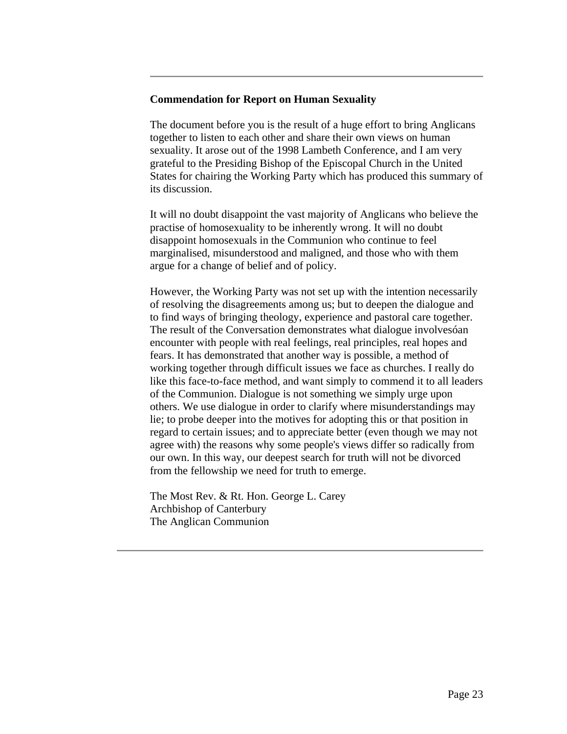**Commendation for Report on Human Sexuality**

The document before you is the result of a huge effort to bring Anglicans together to listen to each other and share their own views on human sexuality. It arose out of the 1998 Lambeth Conference, and I am very grateful to the Presiding Bishop of the Episcopal Church in the United States for chairing the Working Party which has produced this summary of its discussion.

It will no doubt disappoint the vast majority of Anglicans who believe the practise of homosexuality to be inherently wrong. It will no doubt disappoint homosexuals in the Communion who continue to feel marginalised, misunderstood and maligned, and those who with them argue for a change of belief and of policy.

However, the Working Party was not set up with the intention necessarily of resolving the disagreements among us; but to deepen the dialogue and to find ways of bringing theology, experience and pastoral care together. The result of the Conversation demonstrates what dialogue involvesóan encounter with people with real feelings, real principles, real hopes and fears. It has demonstrated that another way is possible, a method of working together through difficult issues we face as churches. I really do like this face-to-face method, and want simply to commend it to all leaders of the Communion. Dialogue is not something we simply urge upon others. We use dialogue in order to clarify where misunderstandings may lie; to probe deeper into the motives for adopting this or that position in regard to certain issues; and to appreciate better (even though we may not agree with) the reasons why some people's views differ so radically from our own. In this way, our deepest search for truth will not be divorced from the fellowship we need for truth to emerge.

The Most Rev. & Rt. Hon. George L. Carey
Archbishop of Canterbury
The Anglican Communion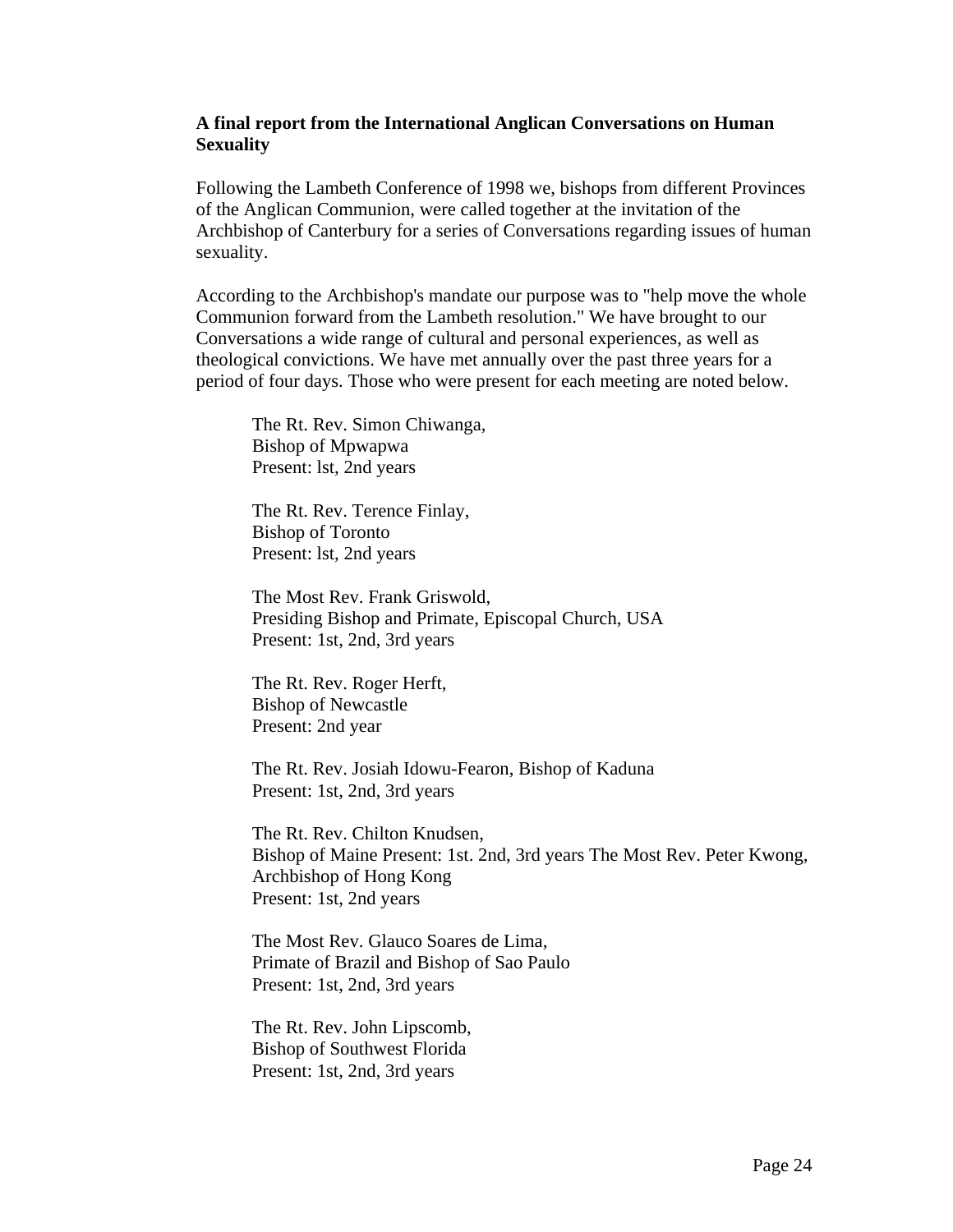**A final report from the International Anglican Conversations on Human Sexuality**

Following the Lambeth Conference of 1998 we, bishops from different Provinces of the Anglican Communion, were called together at the invitation of the Archbishop of Canterbury for a series of Conversations regarding issues of human sexuality.

According to the Archbishop's mandate our purpose was to "help move the whole Communion forward from the Lambeth resolution." We have brought to our Conversations a wide range of cultural and personal experiences, as well as theological convictions. We have met annually over the past three years for a period of four days. Those who were present for each meeting are noted below.

The Rt. Rev. Simon Chiwanga,
Bishop of Mpwapwa
Present: lst, 2nd years

The Rt. Rev. Terence Finlay,
Bishop of Toronto
Present: lst, 2nd years

The Most Rev. Frank Griswold,
Presiding Bishop and Primate, Episcopal Church, USA
Present: 1st, 2nd, 3rd years

The Rt. Rev. Roger Herft,
Bishop of Newcastle
Present: 2nd year

The Rt. Rev. Josiah Idowu-Fearon, Bishop of Kaduna
Present: 1st, 2nd, 3rd years

The Rt. Rev. Chilton Knudsen,
Bishop of Maine Present: 1st. 2nd, 3rd years The Most Rev. Peter Kwong,
Archbishop of Hong Kong
Present: 1st, 2nd years

The Most Rev. Glauco Soares de Lima,
Primate of Brazil and Bishop of Sao Paulo
Present: 1st, 2nd, 3rd years

The Rt. Rev. John Lipscomb,
Bishop of Southwest Florida
Present: 1st, 2nd, 3rd years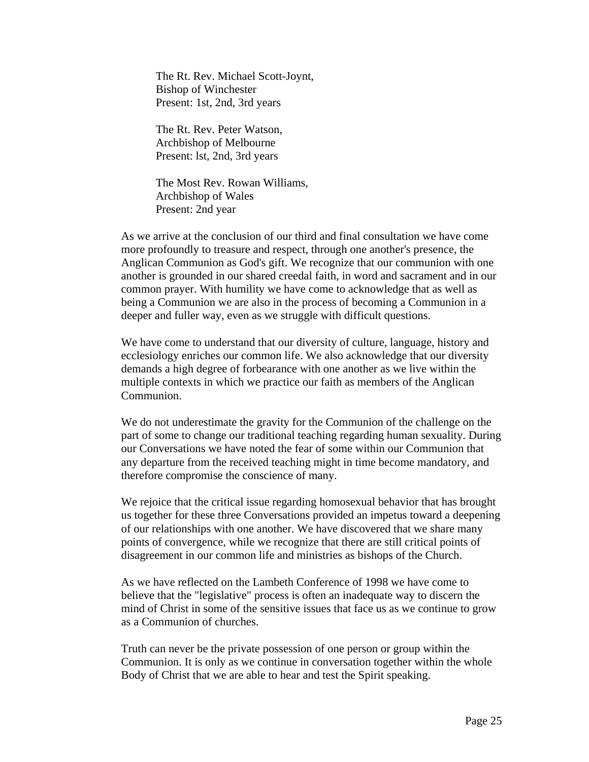The Rt. Rev. Michael Scott-Joynt,
Bishop of Winchester
Present: 1st, 2nd, 3rd years

The Rt. Rev. Peter Watson,
Archbishop of Melbourne
Present: lst, 2nd, 3rd years

The Most Rev. Rowan Williams,
Archbishop of Wales
Present: 2nd year

As we arrive at the conclusion of our third and final consultation we have come more profoundly to treasure and respect, through one another's presence, the Anglican Communion as God's gift. We recognize that our communion with one another is grounded in our shared creedal faith, in word and sacrament and in our common prayer. With humility we have come to acknowledge that as well as being a Communion we are also in the process of becoming a Communion in a deeper and fuller way, even as we struggle with difficult questions.

We have come to understand that our diversity of culture, language, history and ecclesiology enriches our common life. We also acknowledge that our diversity demands a high degree of forbearance with one another as we live within the multiple contexts in which we practice our faith as members of the Anglican Communion.

We do not underestimate the gravity for the Communion of the challenge on the part of some to change our traditional teaching regarding human sexuality. During our Conversations we have noted the fear of some within our Communion that any departure from the received teaching might in time become mandatory, and therefore compromise the conscience of many.

We rejoice that the critical issue regarding homosexual behavior that has brought us together for these three Conversations provided an impetus toward a deepening of our relationships with one another. We have discovered that we share many points of convergence, while we recognize that there are still critical points of disagreement in our common life and ministries as bishops of the Church.

As we have reflected on the Lambeth Conference of 1998 we have come to believe that the "legislative" process is often an inadequate way to discern the mind of Christ in some of the sensitive issues that face us as we continue to grow as a Communion of churches.

Truth can never be the private possession of one person or group within the Communion. It is only as we continue in conversation together within the whole Body of Christ that we are able to hear and test the Spirit speaking.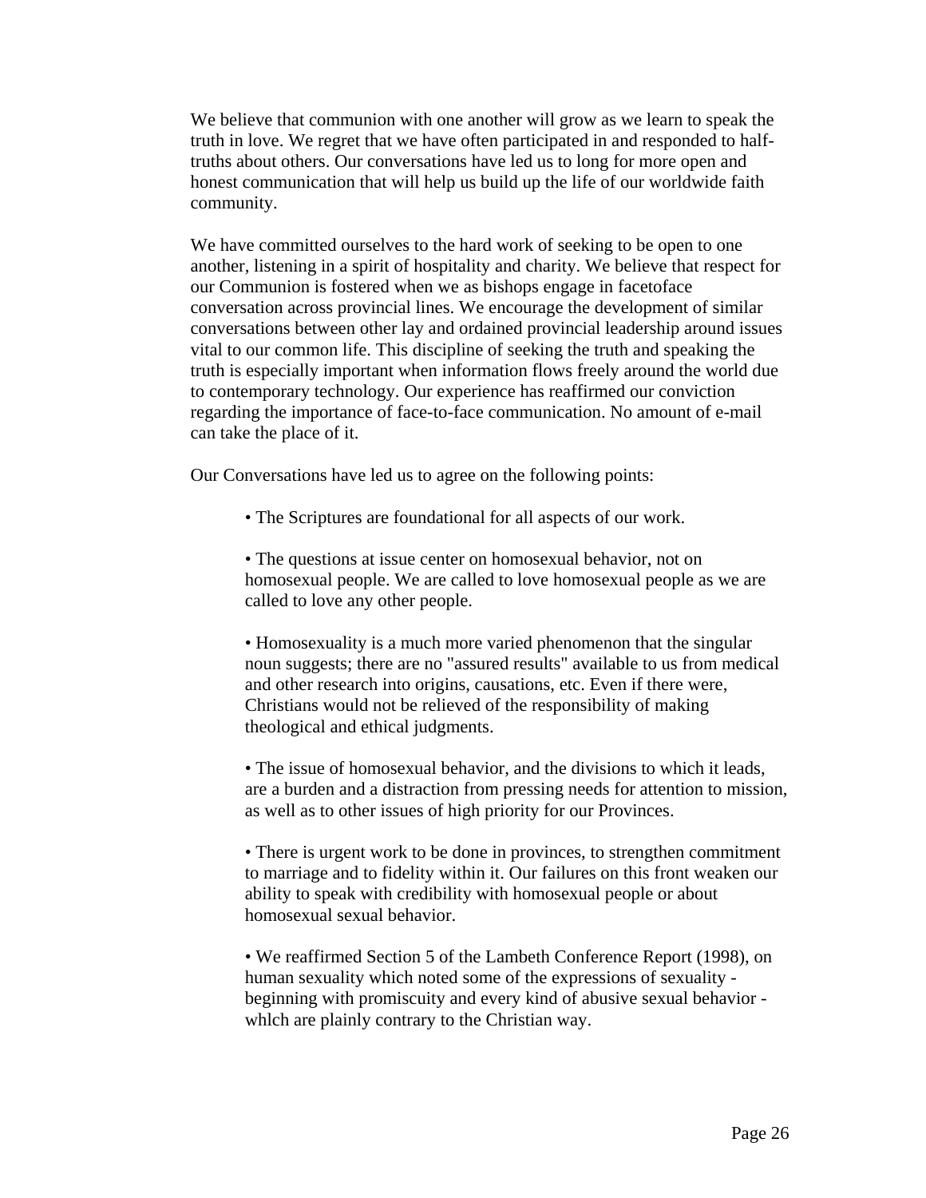We believe that communion with one another will grow as we learn to speak the truth in love. We regret that we have often participated in and responded to half-truths about others. Our conversations have led us to long for more open and honest communication that will help us build up the life of our worldwide faith community.

We have committed ourselves to the hard work of seeking to be open to one another, listening in a spirit of hospitality and charity. We believe that respect for our Communion is fostered when we as bishops engage in facetoface conversation across provincial lines. We encourage the development of similar conversations between other lay and ordained provincial leadership around issues vital to our common life. This discipline of seeking the truth and speaking the truth is especially important when information flows freely around the world due to contemporary technology. Our experience has reaffirmed our conviction regarding the importance of face-to-face communication. No amount of e-mail can take the place of it.

Our Conversations have led us to agree on the following points:

- The Scriptures are foundational for all aspects of our work.

- The questions at issue center on homosexual behavior, not on homosexual people. We are called to love homosexual people as we are called to love any other people.

- Homosexuality is a much more varied phenomenon that the singular noun suggests; there are no "assured results" available to us from medical and other research into origins, causations, etc. Even if there were, Christians would not be relieved of the responsibility of making theological and ethical judgments.

- The issue of homosexual behavior, and the divisions to which it leads, are a burden and a distraction from pressing needs for attention to mission, as well as to other issues of high priority for our Provinces.

- There is urgent work to be done in provinces, to strengthen commitment to marriage and to fidelity within it. Our failures on this front weaken our ability to speak with credibility with homosexual people or about homosexual sexual behavior.

- We reaffirmed Section 5 of the Lambeth Conference Report (1998), on human sexuality which noted some of the expressions of sexuality - beginning with promiscuity and every kind of abusive sexual behavior - whlch are plainly contrary to the Christian way.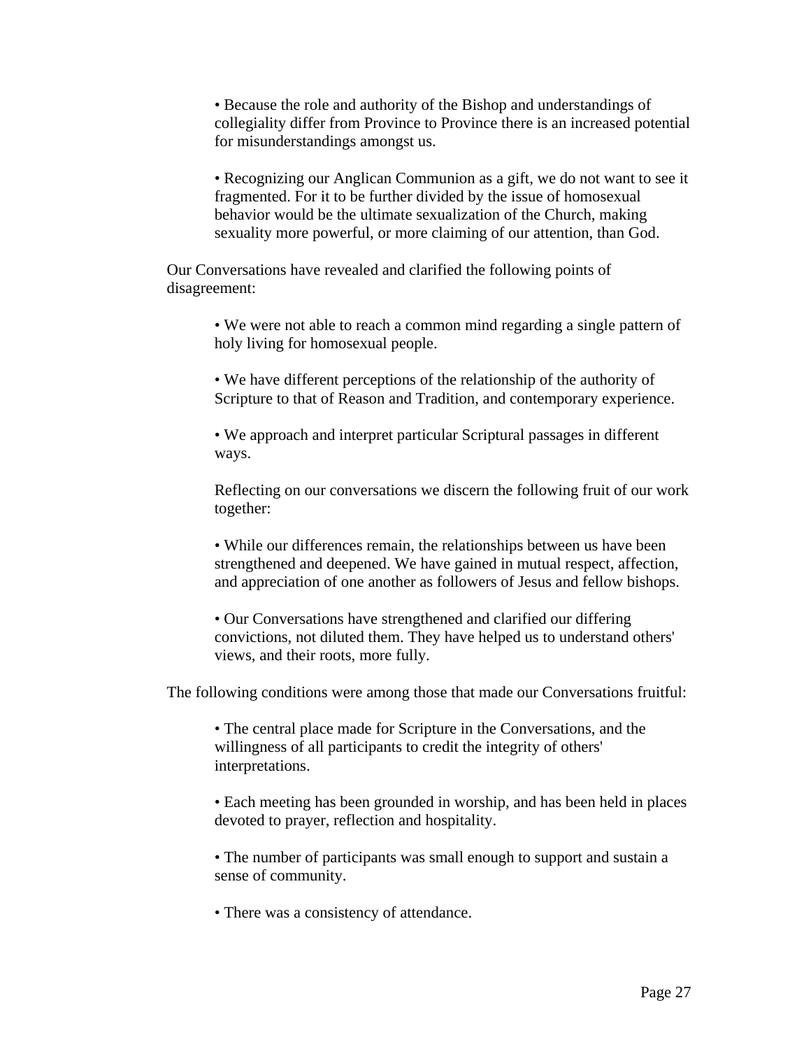- Because the role and authority of the Bishop and understandings of collegiality differ from Province to Province there is an increased potential for misunderstandings amongst us.

- Recognizing our Anglican Communion as a gift, we do not want to see it fragmented. For it to be further divided by the issue of homosexual behavior would be the ultimate sexualization of the Church, making sexuality more powerful, or more claiming of our attention, than God.

Our Conversations have revealed and clarified the following points of disagreement:

- We were not able to reach a common mind regarding a single pattern of holy living for homosexual people.

- We have different perceptions of the relationship of the authority of Scripture to that of Reason and Tradition, and contemporary experience.

- We approach and interpret particular Scriptural passages in different ways.

Reflecting on our conversations we discern the following fruit of our work together:

- While our differences remain, the relationships between us have been strengthened and deepened. We have gained in mutual respect, affection, and appreciation of one another as followers of Jesus and fellow bishops.

- Our Conversations have strengthened and clarified our differing convictions, not diluted them. They have helped us to understand others' views, and their roots, more fully.

The following conditions were among those that made our Conversations fruitful:

- The central place made for Scripture in the Conversations, and the willingness of all participants to credit the integrity of others' interpretations.

- Each meeting has been grounded in worship, and has been held in places devoted to prayer, reflection and hospitality.

- The number of participants was small enough to support and sustain a sense of community.

- There was a consistency of attendance.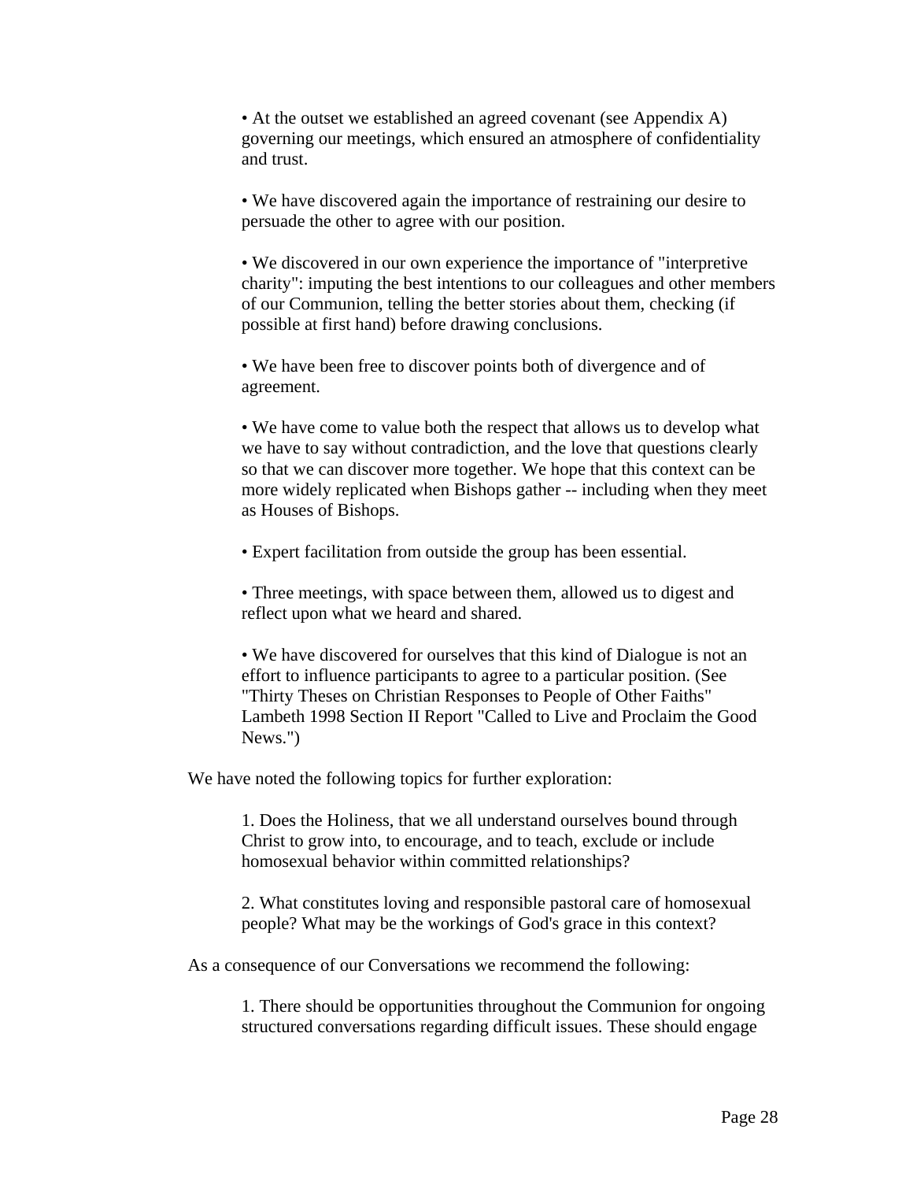- At the outset we established an agreed covenant (see Appendix A) governing our meetings, which ensured an atmosphere of confidentiality and trust.

- We have discovered again the importance of restraining our desire to persuade the other to agree with our position.

- We discovered in our own experience the importance of "interpretive charity": imputing the best intentions to our colleagues and other members of our Communion, telling the better stories about them, checking (if possible at first hand) before drawing conclusions.

- We have been free to discover points both of divergence and of agreement.

- We have come to value both the respect that allows us to develop what we have to say without contradiction, and the love that questions clearly so that we can discover more together. We hope that this context can be more widely replicated when Bishops gather -- including when they meet as Houses of Bishops.

- Expert facilitation from outside the group has been essential.

- Three meetings, with space between them, allowed us to digest and reflect upon what we heard and shared.

- We have discovered for ourselves that this kind of Dialogue is not an effort to influence participants to agree to a particular position. (See "Thirty Theses on Christian Responses to People of Other Faiths" Lambeth 1998 Section II Report "Called to Live and Proclaim the Good News.")

We have noted the following topics for further exploration:

1. Does the Holiness, that we all understand ourselves bound through Christ to grow into, to encourage, and to teach, exclude or include homosexual behavior within committed relationships?

2. What constitutes loving and responsible pastoral care of homosexual people? What may be the workings of God's grace in this context?

As a consequence of our Conversations we recommend the following:

1. There should be opportunities throughout the Communion for ongoing structured conversations regarding difficult issues. These should engage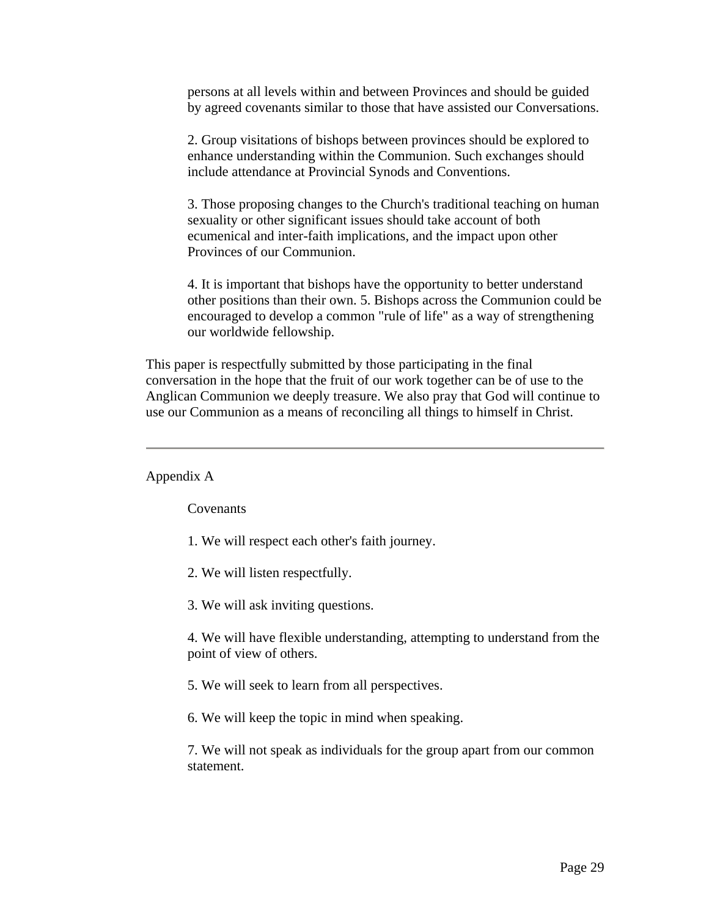persons at all levels within and between Provinces and should be guided by agreed covenants similar to those that have assisted our Conversations.

2. Group visitations of bishops between provinces should be explored to enhance understanding within the Communion. Such exchanges should include attendance at Provincial Synods and Conventions.

3. Those proposing changes to the Church's traditional teaching on human sexuality or other significant issues should take account of both ecumenical and inter-faith implications, and the impact upon other Provinces of our Communion.

4. It is important that bishops have the opportunity to better understand other positions than their own. 5. Bishops across the Communion could be encouraged to develop a common "rule of life" as a way of strengthening our worldwide fellowship.

This paper is respectfully submitted by those participating in the final conversation in the hope that the fruit of our work together can be of use to the Anglican Communion we deeply treasure. We also pray that God will continue to use our Communion as a means of reconciling all things to himself in Christ.

---

Appendix A

Covenants

1. We will respect each other's faith journey.

2. We will listen respectfully.

3. We will ask inviting questions.

4. We will have flexible understanding, attempting to understand from the point of view of others.

5. We will seek to learn from all perspectives.

6. We will keep the topic in mind when speaking.

7. We will not speak as individuals for the group apart from our common statement.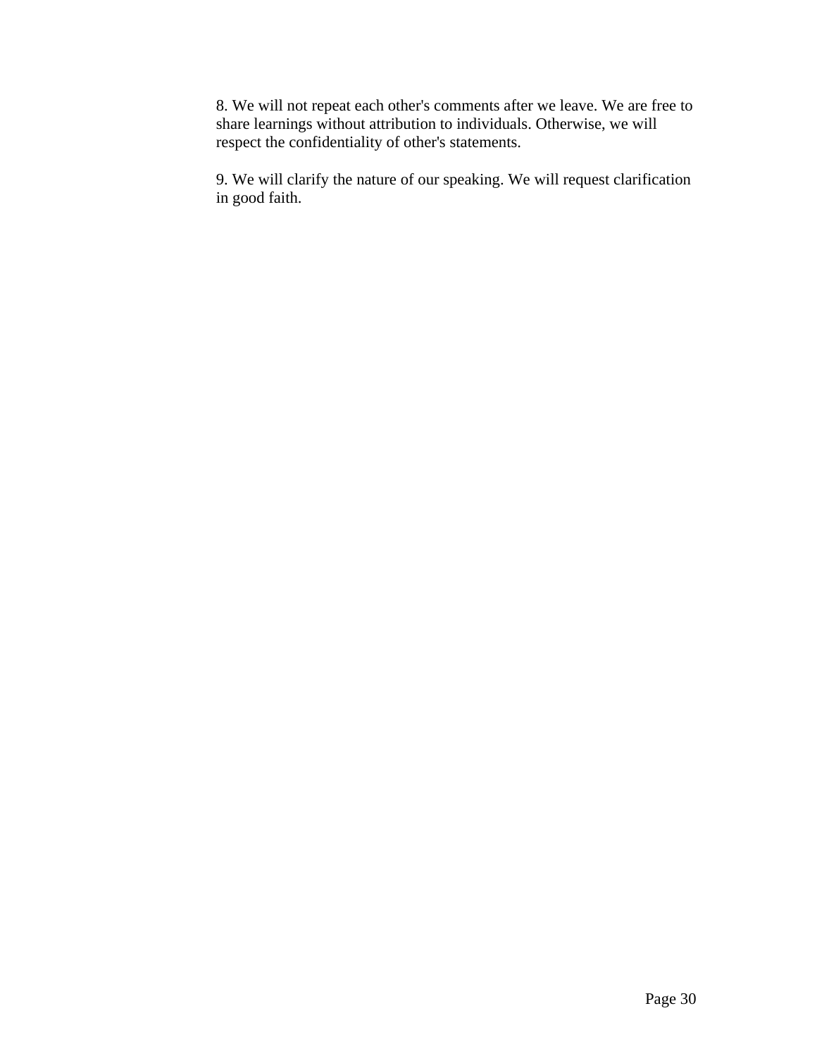8. We will not repeat each other's comments after we leave. We are free to share learnings without attribution to individuals. Otherwise, we will respect the confidentiality of other's statements.

9. We will clarify the nature of our speaking. We will request clarification in good faith.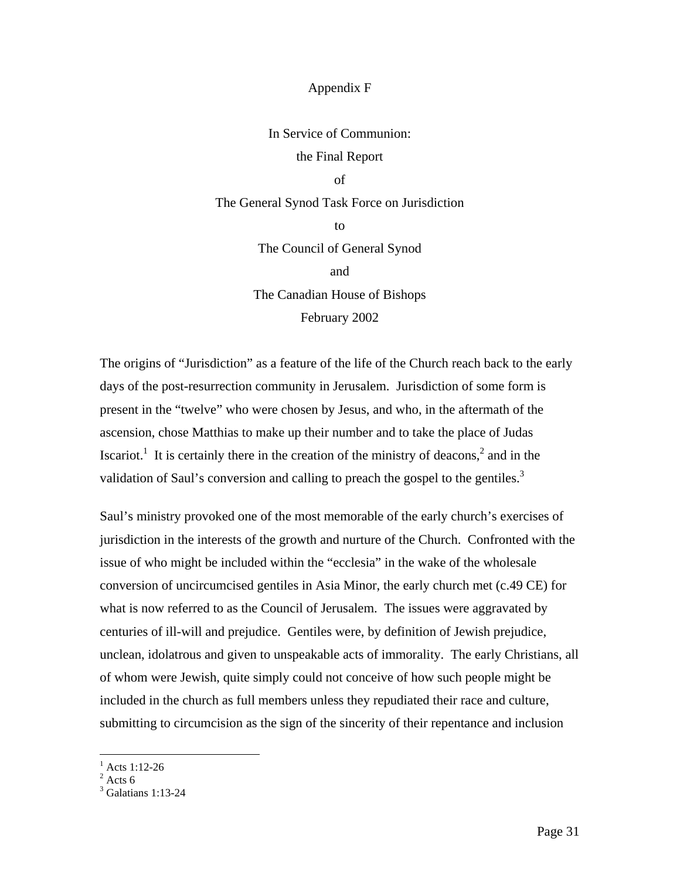Appendix F

In Service of Communion:
the Final Report
of
The General Synod Task Force on Jurisdiction
to
The Council of General Synod
and
The Canadian House of Bishops
February 2002

The origins of "Jurisdiction" as a feature of the life of the Church reach back to the early days of the post-resurrection community in Jerusalem. Jurisdiction of some form is present in the "twelve" who were chosen by Jesus, and who, in the aftermath of the ascension, chose Matthias to make up their number and to take the place of Judas Iscariot.[1] It is certainly there in the creation of the ministry of deacons,[2] and in the validation of Saul's conversion and calling to preach the gospel to the gentiles.[3]

Saul's ministry provoked one of the most memorable of the early church's exercises of jurisdiction in the interests of the growth and nurture of the Church. Confronted with the issue of who might be included within the "ecclesia" in the wake of the wholesale conversion of uncircumcised gentiles in Asia Minor, the early church met (c.49 CE) for what is now referred to as the Council of Jerusalem. The issues were aggravated by centuries of ill-will and prejudice. Gentiles were, by definition of Jewish prejudice, unclean, idolatrous and given to unspeakable acts of immorality. The early Christians, all of whom were Jewish, quite simply could not conceive of how such people might be included in the church as full members unless they repudiated their race and culture, submitting to circumcision as the sign of the sincerity of their repentance and inclusion

[1] Acts 1:12-26
[2] Acts 6
[3] Galatians 1:13-24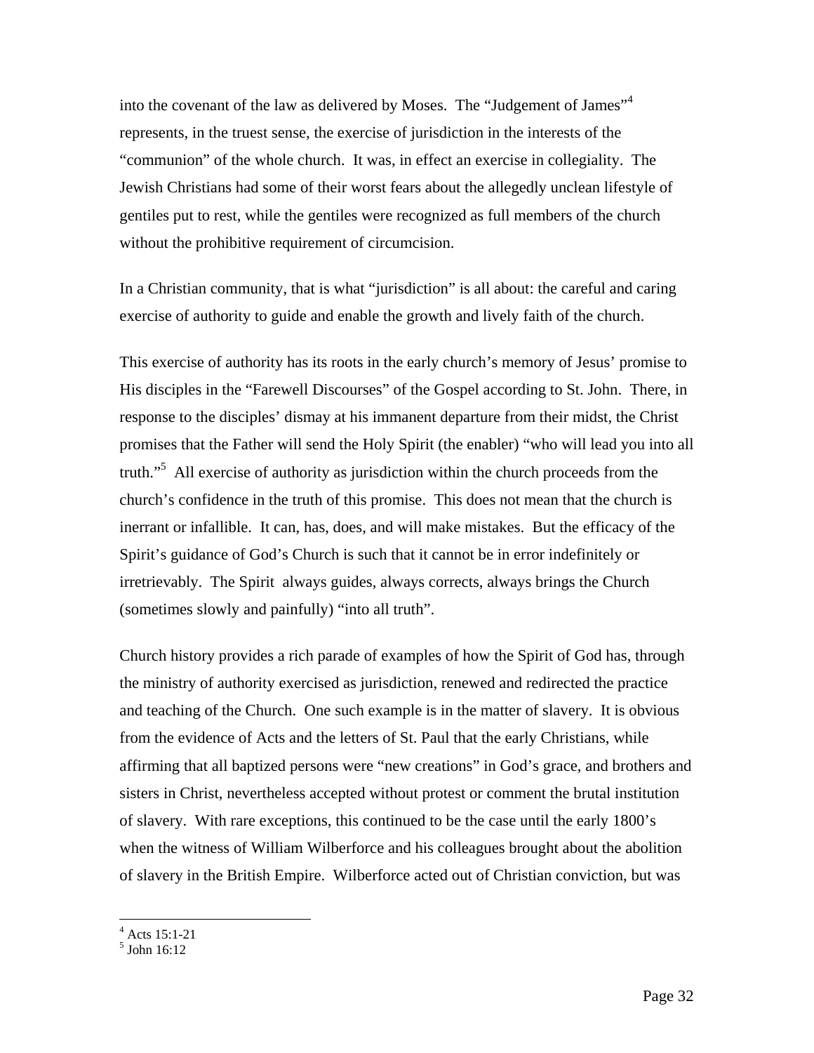into the covenant of the law as delivered by Moses. The "Judgement of James"[4] represents, in the truest sense, the exercise of jurisdiction in the interests of the "communion" of the whole church. It was, in effect an exercise in collegiality. The Jewish Christians had some of their worst fears about the allegedly unclean lifestyle of gentiles put to rest, while the gentiles were recognized as full members of the church without the prohibitive requirement of circumcision.

In a Christian community, that is what "jurisdiction" is all about: the careful and caring exercise of authority to guide and enable the growth and lively faith of the church.

This exercise of authority has its roots in the early church's memory of Jesus' promise to His disciples in the "Farewell Discourses" of the Gospel according to St. John. There, in response to the disciples' dismay at his immanent departure from their midst, the Christ promises that the Father will send the Holy Spirit (the enabler) "who will lead you into all truth."[5] All exercise of authority as jurisdiction within the church proceeds from the church's confidence in the truth of this promise. This does not mean that the church is inerrant or infallible. It can, has, does, and will make mistakes. But the efficacy of the Spirit's guidance of God's Church is such that it cannot be in error indefinitely or irretrievably. The Spirit always guides, always corrects, always brings the Church (sometimes slowly and painfully) "into all truth".

Church history provides a rich parade of examples of how the Spirit of God has, through the ministry of authority exercised as jurisdiction, renewed and redirected the practice and teaching of the Church. One such example is in the matter of slavery. It is obvious from the evidence of Acts and the letters of St. Paul that the early Christians, while affirming that all baptized persons were "new creations" in God's grace, and brothers and sisters in Christ, nevertheless accepted without protest or comment the brutal institution of slavery. With rare exceptions, this continued to be the case until the early 1800's when the witness of William Wilberforce and his colleagues brought about the abolition of slavery in the British Empire. Wilberforce acted out of Christian conviction, but was

---

[4] Acts 15:1-21
[5] John 16:12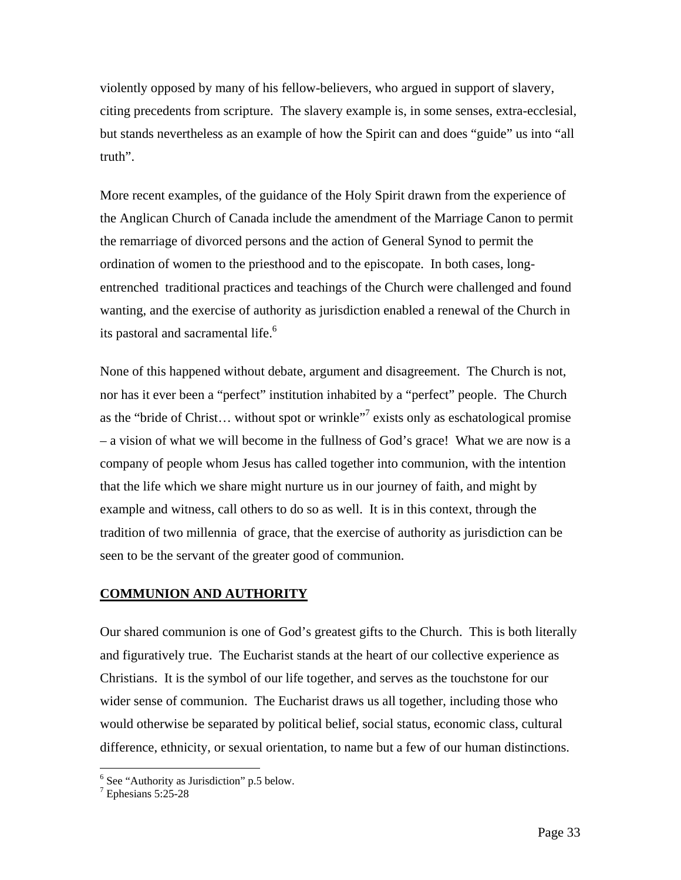violently opposed by many of his fellow-believers, who argued in support of slavery, citing precedents from scripture. The slavery example is, in some senses, extra-ecclesial, but stands nevertheless as an example of how the Spirit can and does "guide" us into "all truth".

More recent examples, of the guidance of the Holy Spirit drawn from the experience of the Anglican Church of Canada include the amendment of the Marriage Canon to permit the remarriage of divorced persons and the action of General Synod to permit the ordination of women to the priesthood and to the episcopate. In both cases, long-entrenched traditional practices and teachings of the Church were challenged and found wanting, and the exercise of authority as jurisdiction enabled a renewal of the Church in its pastoral and sacramental life.[6]

None of this happened without debate, argument and disagreement. The Church is not, nor has it ever been a "perfect" institution inhabited by a "perfect" people. The Church as the "bride of Christ… without spot or wrinkle"[7] exists only as eschatological promise – a vision of what we will become in the fullness of God's grace! What we are now is a company of people whom Jesus has called together into communion, with the intention that the life which we share might nurture us in our journey of faith, and might by example and witness, call others to do so as well. It is in this context, through the tradition of two millennia of grace, that the exercise of authority as jurisdiction can be seen to be the servant of the greater good of communion.

## COMMUNION AND AUTHORITY

Our shared communion is one of God's greatest gifts to the Church. This is both literally and figuratively true. The Eucharist stands at the heart of our collective experience as Christians. It is the symbol of our life together, and serves as the touchstone for our wider sense of communion. The Eucharist draws us all together, including those who would otherwise be separated by political belief, social status, economic class, cultural difference, ethnicity, or sexual orientation, to name but a few of our human distinctions.

---

[6] See "Authority as Jurisdiction" p.5 below.

[7] Ephesians 5:25-28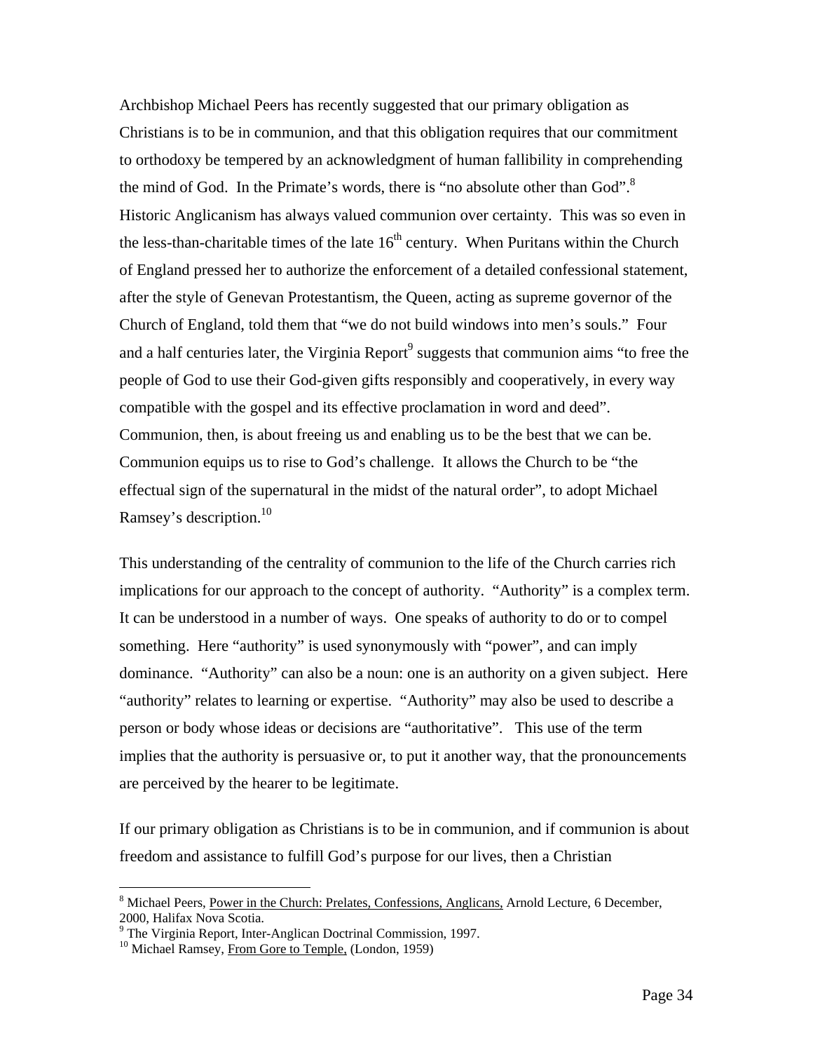Archbishop Michael Peers has recently suggested that our primary obligation as Christians is to be in communion, and that this obligation requires that our commitment to orthodoxy be tempered by an acknowledgment of human fallibility in comprehending the mind of God. In the Primate's words, there is "no absolute other than God".[8] Historic Anglicanism has always valued communion over certainty. This was so even in the less-than-charitable times of the late 16th century. When Puritans within the Church of England pressed her to authorize the enforcement of a detailed confessional statement, after the style of Genevan Protestantism, the Queen, acting as supreme governor of the Church of England, told them that "we do not build windows into men's souls." Four and a half centuries later, the Virginia Report[9] suggests that communion aims "to free the people of God to use their God-given gifts responsibly and cooperatively, in every way compatible with the gospel and its effective proclamation in word and deed". Communion, then, is about freeing us and enabling us to be the best that we can be. Communion equips us to rise to God's challenge. It allows the Church to be "the effectual sign of the supernatural in the midst of the natural order", to adopt Michael Ramsey's description.[10]

This understanding of the centrality of communion to the life of the Church carries rich implications for our approach to the concept of authority. "Authority" is a complex term. It can be understood in a number of ways. One speaks of authority to do or to compel something. Here "authority" is used synonymously with "power", and can imply dominance. "Authority" can also be a noun: one is an authority on a given subject. Here "authority" relates to learning or expertise. "Authority" may also be used to describe a person or body whose ideas or decisions are "authoritative". This use of the term implies that the authority is persuasive or, to put it another way, that the pronouncements are perceived by the hearer to be legitimate.

If our primary obligation as Christians is to be in communion, and if communion is about freedom and assistance to fulfill God's purpose for our lives, then a Christian

---

[8] Michael Peers, Power in the Church: Prelates, Confessions, Anglicans, Arnold Lecture, 6 December, 2000, Halifax Nova Scotia.

[9] The Virginia Report, Inter-Anglican Doctrinal Commission, 1997.

[10] Michael Ramsey, From Gore to Temple, (London, 1959)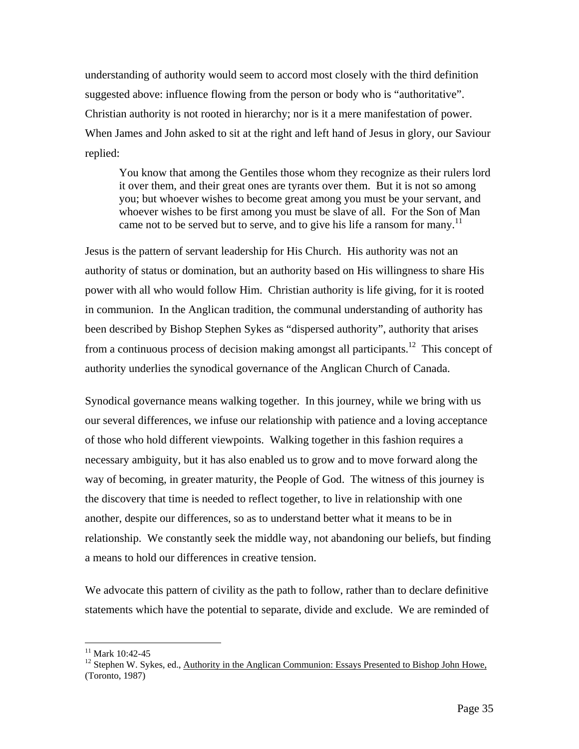understanding of authority would seem to accord most closely with the third definition suggested above: influence flowing from the person or body who is "authoritative". Christian authority is not rooted in hierarchy; nor is it a mere manifestation of power. When James and John asked to sit at the right and left hand of Jesus in glory, our Saviour replied:

> You know that among the Gentiles those whom they recognize as their rulers lord it over them, and their great ones are tyrants over them. But it is not so among you; but whoever wishes to become great among you must be your servant, and whoever wishes to be first among you must be slave of all. For the Son of Man came not to be served but to serve, and to give his life a ransom for many.[11]

Jesus is the pattern of servant leadership for His Church. His authority was not an authority of status or domination, but an authority based on His willingness to share His power with all who would follow Him. Christian authority is life giving, for it is rooted in communion. In the Anglican tradition, the communal understanding of authority has been described by Bishop Stephen Sykes as "dispersed authority", authority that arises from a continuous process of decision making amongst all participants.[12] This concept of authority underlies the synodical governance of the Anglican Church of Canada.

Synodical governance means walking together. In this journey, while we bring with us our several differences, we infuse our relationship with patience and a loving acceptance of those who hold different viewpoints. Walking together in this fashion requires a necessary ambiguity, but it has also enabled us to grow and to move forward along the way of becoming, in greater maturity, the People of God. The witness of this journey is the discovery that time is needed to reflect together, to live in relationship with one another, despite our differences, so as to understand better what it means to be in relationship. We constantly seek the middle way, not abandoning our beliefs, but finding a means to hold our differences in creative tension.

We advocate this pattern of civility as the path to follow, rather than to declare definitive statements which have the potential to separate, divide and exclude. We are reminded of

---

[11] Mark 10:42-45

[12] Stephen W. Sykes, ed., Authority in the Anglican Communion: Essays Presented to Bishop John Howe, (Toronto, 1987)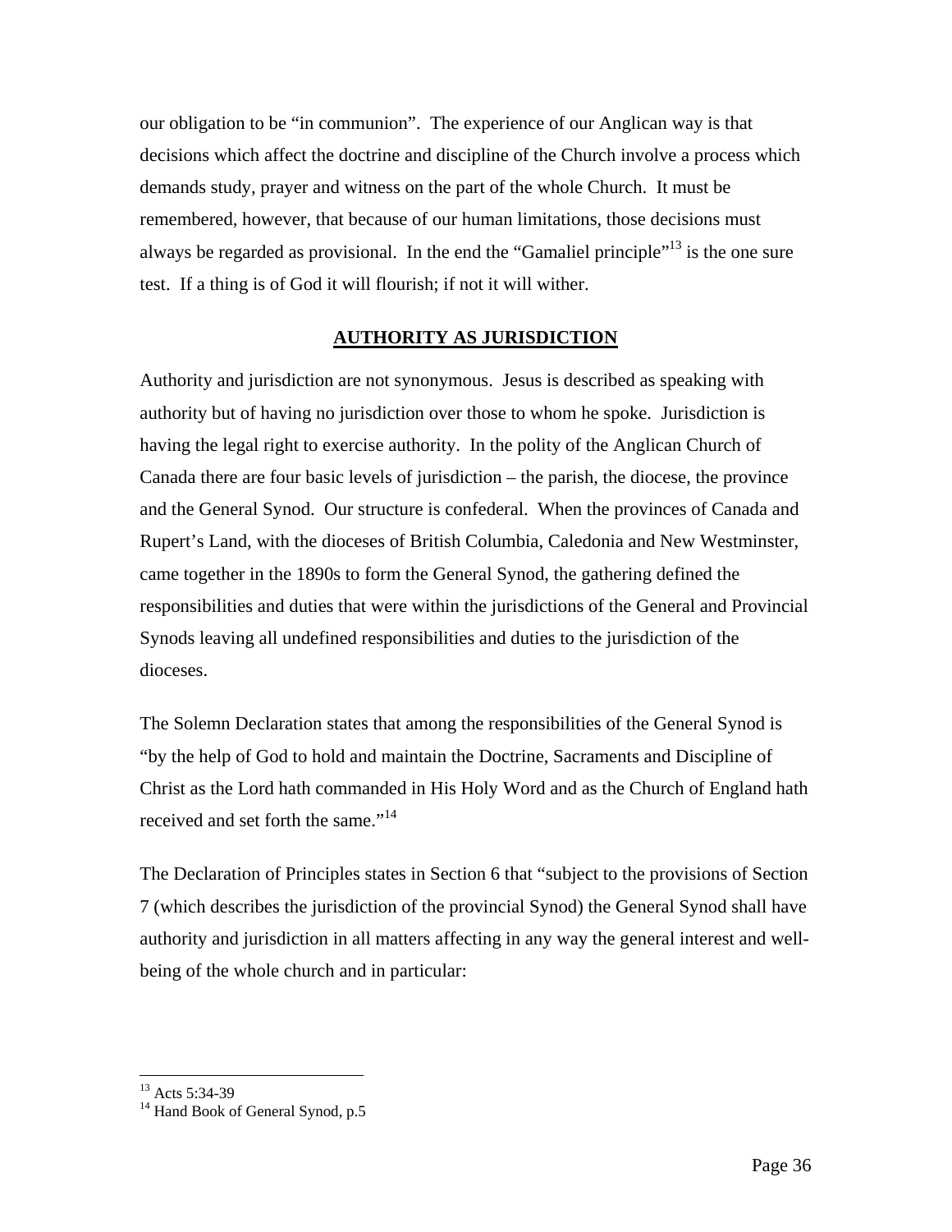our obligation to be "in communion". The experience of our Anglican way is that decisions which affect the doctrine and discipline of the Church involve a process which demands study, prayer and witness on the part of the whole Church. It must be remembered, however, that because of our human limitations, those decisions must always be regarded as provisional. In the end the "Gamaliel principle"[13] is the one sure test. If a thing is of God it will flourish; if not it will wither.

## AUTHORITY AS JURISDICTION

Authority and jurisdiction are not synonymous. Jesus is described as speaking with authority but of having no jurisdiction over those to whom he spoke. Jurisdiction is having the legal right to exercise authority. In the polity of the Anglican Church of Canada there are four basic levels of jurisdiction – the parish, the diocese, the province and the General Synod. Our structure is confederal. When the provinces of Canada and Rupert's Land, with the dioceses of British Columbia, Caledonia and New Westminster, came together in the 1890s to form the General Synod, the gathering defined the responsibilities and duties that were within the jurisdictions of the General and Provincial Synods leaving all undefined responsibilities and duties to the jurisdiction of the dioceses.

The Solemn Declaration states that among the responsibilities of the General Synod is "by the help of God to hold and maintain the Doctrine, Sacraments and Discipline of Christ as the Lord hath commanded in His Holy Word and as the Church of England hath received and set forth the same."[14]

The Declaration of Principles states in Section 6 that "subject to the provisions of Section 7 (which describes the jurisdiction of the provincial Synod) the General Synod shall have authority and jurisdiction in all matters affecting in any way the general interest and well-being of the whole church and in particular:

---

[13] Acts 5:34-39

[14] Hand Book of General Synod, p.5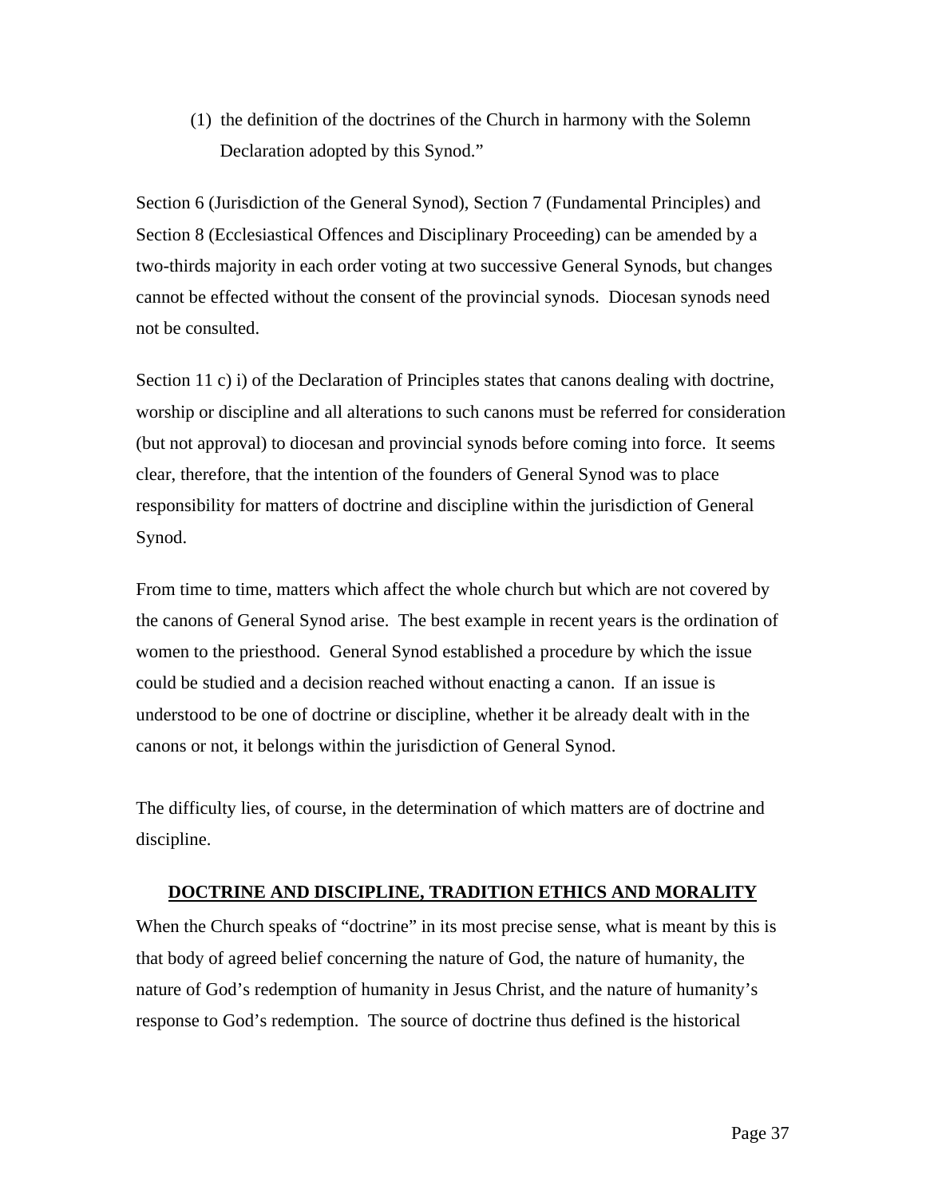(1) the definition of the doctrines of the Church in harmony with the Solemn Declaration adopted by this Synod."

Section 6 (Jurisdiction of the General Synod), Section 7 (Fundamental Principles) and Section 8 (Ecclesiastical Offences and Disciplinary Proceeding) can be amended by a two-thirds majority in each order voting at two successive General Synods, but changes cannot be effected without the consent of the provincial synods. Diocesan synods need not be consulted.

Section 11 c) i) of the Declaration of Principles states that canons dealing with doctrine, worship or discipline and all alterations to such canons must be referred for consideration (but not approval) to diocesan and provincial synods before coming into force. It seems clear, therefore, that the intention of the founders of General Synod was to place responsibility for matters of doctrine and discipline within the jurisdiction of General Synod.

From time to time, matters which affect the whole church but which are not covered by the canons of General Synod arise. The best example in recent years is the ordination of women to the priesthood. General Synod established a procedure by which the issue could be studied and a decision reached without enacting a canon. If an issue is understood to be one of doctrine or discipline, whether it be already dealt with in the canons or not, it belongs within the jurisdiction of General Synod.

The difficulty lies, of course, in the determination of which matters are of doctrine and discipline.

## DOCTRINE AND DISCIPLINE, TRADITION ETHICS AND MORALITY

When the Church speaks of "doctrine" in its most precise sense, what is meant by this is that body of agreed belief concerning the nature of God, the nature of humanity, the nature of God's redemption of humanity in Jesus Christ, and the nature of humanity's response to God's redemption. The source of doctrine thus defined is the historical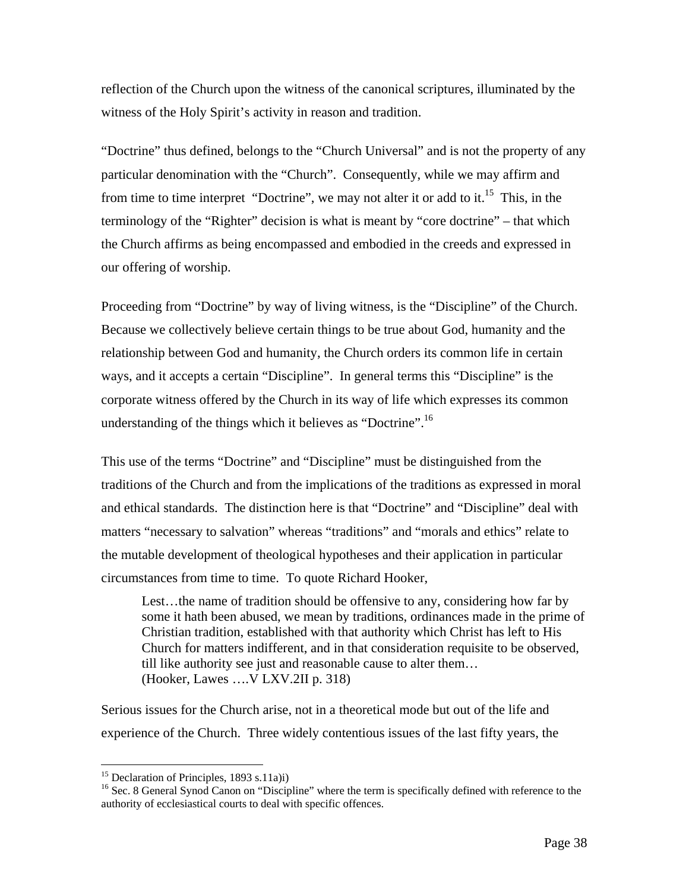reflection of the Church upon the witness of the canonical scriptures, illuminated by the witness of the Holy Spirit's activity in reason and tradition.

"Doctrine" thus defined, belongs to the "Church Universal" and is not the property of any particular denomination with the "Church". Consequently, while we may affirm and from time to time interpret "Doctrine", we may not alter it or add to it.[15] This, in the terminology of the "Righter" decision is what is meant by "core doctrine" – that which the Church affirms as being encompassed and embodied in the creeds and expressed in our offering of worship.

Proceeding from "Doctrine" by way of living witness, is the "Discipline" of the Church. Because we collectively believe certain things to be true about God, humanity and the relationship between God and humanity, the Church orders its common life in certain ways, and it accepts a certain "Discipline". In general terms this "Discipline" is the corporate witness offered by the Church in its way of life which expresses its common understanding of the things which it believes as "Doctrine".[16]

This use of the terms "Doctrine" and "Discipline" must be distinguished from the traditions of the Church and from the implications of the traditions as expressed in moral and ethical standards. The distinction here is that "Doctrine" and "Discipline" deal with matters "necessary to salvation" whereas "traditions" and "morals and ethics" relate to the mutable development of theological hypotheses and their application in particular circumstances from time to time. To quote Richard Hooker,

> Lest…the name of tradition should be offensive to any, considering how far by some it hath been abused, we mean by traditions, ordinances made in the prime of Christian tradition, established with that authority which Christ has left to His Church for matters indifferent, and in that consideration requisite to be observed, till like authority see just and reasonable cause to alter them…
> (Hooker, Lawes ….V LXV.2II p. 318)

Serious issues for the Church arise, not in a theoretical mode but out of the life and experience of the Church. Three widely contentious issues of the last fifty years, the

---

[15] Declaration of Principles, 1893 s.11a)i)

[16] Sec. 8 General Synod Canon on "Discipline" where the term is specifically defined with reference to the authority of ecclesiastical courts to deal with specific offences.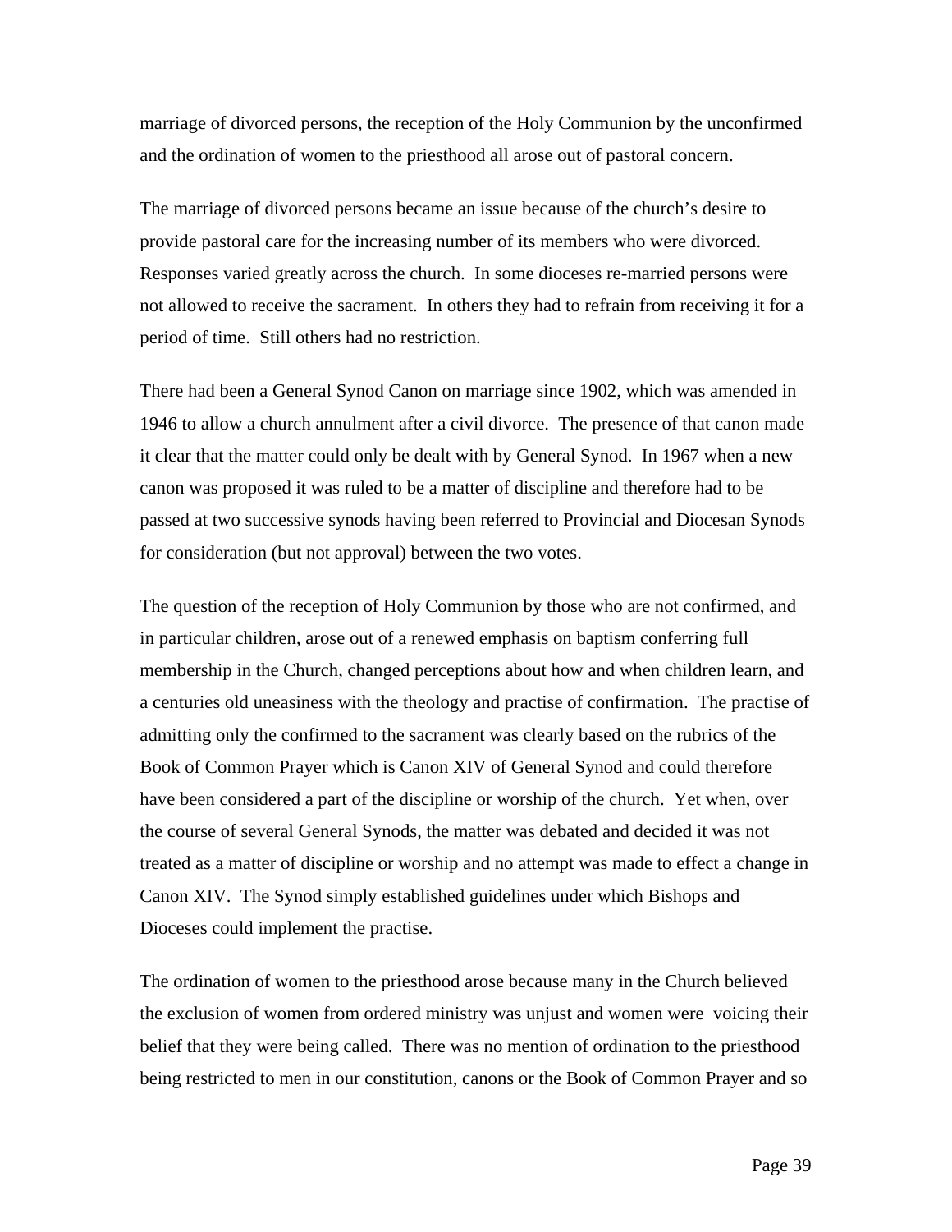marriage of divorced persons, the reception of the Holy Communion by the unconfirmed and the ordination of women to the priesthood all arose out of pastoral concern.

The marriage of divorced persons became an issue because of the church's desire to provide pastoral care for the increasing number of its members who were divorced. Responses varied greatly across the church. In some dioceses re-married persons were not allowed to receive the sacrament. In others they had to refrain from receiving it for a period of time. Still others had no restriction.

There had been a General Synod Canon on marriage since 1902, which was amended in 1946 to allow a church annulment after a civil divorce. The presence of that canon made it clear that the matter could only be dealt with by General Synod. In 1967 when a new canon was proposed it was ruled to be a matter of discipline and therefore had to be passed at two successive synods having been referred to Provincial and Diocesan Synods for consideration (but not approval) between the two votes.

The question of the reception of Holy Communion by those who are not confirmed, and in particular children, arose out of a renewed emphasis on baptism conferring full membership in the Church, changed perceptions about how and when children learn, and a centuries old uneasiness with the theology and practise of confirmation. The practise of admitting only the confirmed to the sacrament was clearly based on the rubrics of the Book of Common Prayer which is Canon XIV of General Synod and could therefore have been considered a part of the discipline or worship of the church. Yet when, over the course of several General Synods, the matter was debated and decided it was not treated as a matter of discipline or worship and no attempt was made to effect a change in Canon XIV. The Synod simply established guidelines under which Bishops and Dioceses could implement the practise.

The ordination of women to the priesthood arose because many in the Church believed the exclusion of women from ordered ministry was unjust and women were voicing their belief that they were being called. There was no mention of ordination to the priesthood being restricted to men in our constitution, canons or the Book of Common Prayer and so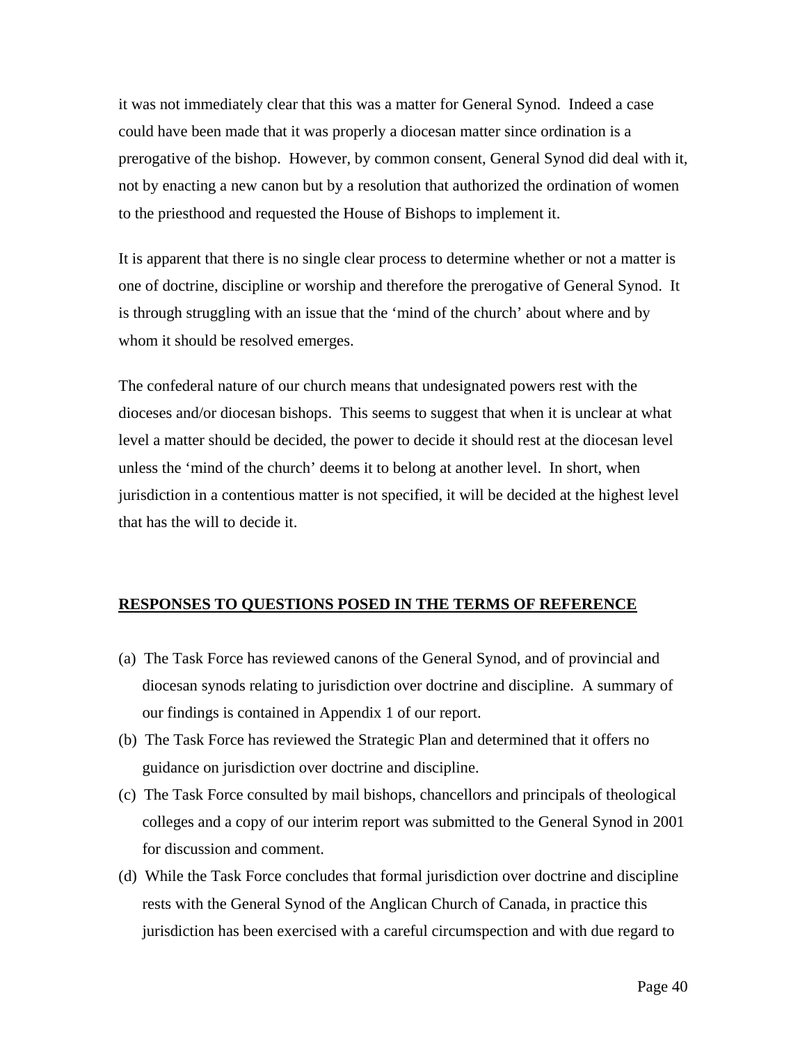it was not immediately clear that this was a matter for General Synod. Indeed a case could have been made that it was properly a diocesan matter since ordination is a prerogative of the bishop. However, by common consent, General Synod did deal with it, not by enacting a new canon but by a resolution that authorized the ordination of women to the priesthood and requested the House of Bishops to implement it.

It is apparent that there is no single clear process to determine whether or not a matter is one of doctrine, discipline or worship and therefore the prerogative of General Synod. It is through struggling with an issue that the 'mind of the church' about where and by whom it should be resolved emerges.

The confederal nature of our church means that undesignated powers rest with the dioceses and/or diocesan bishops. This seems to suggest that when it is unclear at what level a matter should be decided, the power to decide it should rest at the diocesan level unless the 'mind of the church' deems it to belong at another level. In short, when jurisdiction in a contentious matter is not specified, it will be decided at the highest level that has the will to decide it.

## RESPONSES TO QUESTIONS POSED IN THE TERMS OF REFERENCE

(a) The Task Force has reviewed canons of the General Synod, and of provincial and diocesan synods relating to jurisdiction over doctrine and discipline. A summary of our findings is contained in Appendix 1 of our report.

(b) The Task Force has reviewed the Strategic Plan and determined that it offers no guidance on jurisdiction over doctrine and discipline.

(c) The Task Force consulted by mail bishops, chancellors and principals of theological colleges and a copy of our interim report was submitted to the General Synod in 2001 for discussion and comment.

(d) While the Task Force concludes that formal jurisdiction over doctrine and discipline rests with the General Synod of the Anglican Church of Canada, in practice this jurisdiction has been exercised with a careful circumspection and with due regard to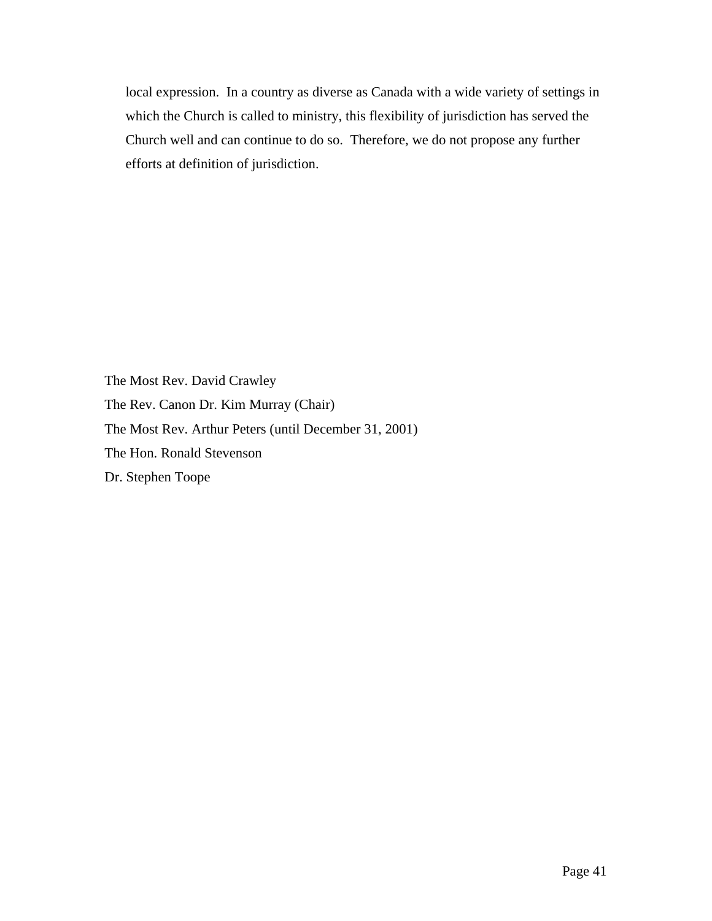local expression. In a country as diverse as Canada with a wide variety of settings in which the Church is called to ministry, this flexibility of jurisdiction has served the Church well and can continue to do so. Therefore, we do not propose any further efforts at definition of jurisdiction.

The Most Rev. David Crawley
The Rev. Canon Dr. Kim Murray (Chair)
The Most Rev. Arthur Peters (until December 31, 2001)
The Hon. Ronald Stevenson
Dr. Stephen Toope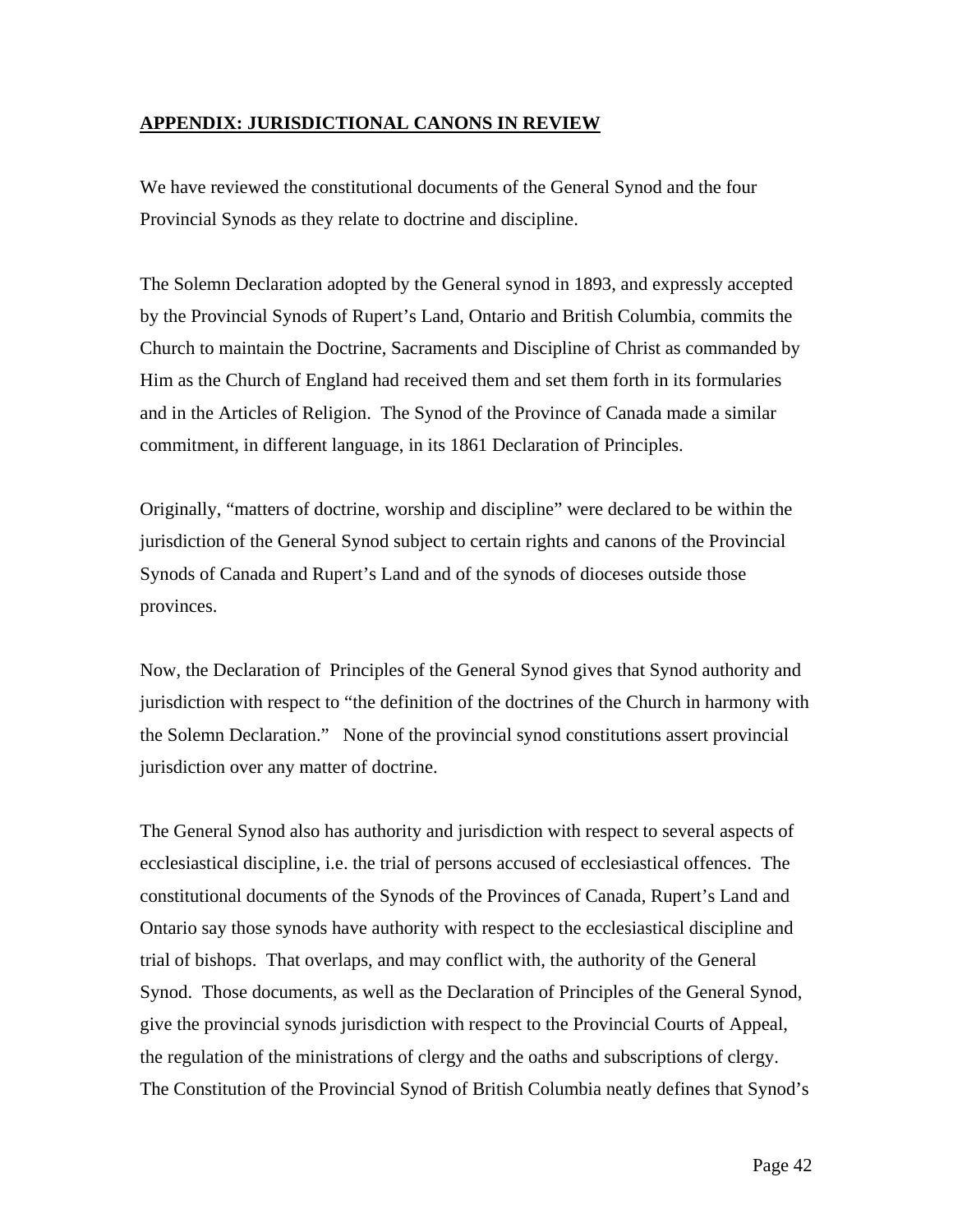## **APPENDIX: JURISDICTIONAL CANONS IN REVIEW**

We have reviewed the constitutional documents of the General Synod and the four Provincial Synods as they relate to doctrine and discipline.

The Solemn Declaration adopted by the General synod in 1893, and expressly accepted by the Provincial Synods of Rupert's Land, Ontario and British Columbia, commits the Church to maintain the Doctrine, Sacraments and Discipline of Christ as commanded by Him as the Church of England had received them and set them forth in its formularies and in the Articles of Religion. The Synod of the Province of Canada made a similar commitment, in different language, in its 1861 Declaration of Principles.

Originally, "matters of doctrine, worship and discipline" were declared to be within the jurisdiction of the General Synod subject to certain rights and canons of the Provincial Synods of Canada and Rupert's Land and of the synods of dioceses outside those provinces.

Now, the Declaration of Principles of the General Synod gives that Synod authority and jurisdiction with respect to "the definition of the doctrines of the Church in harmony with the Solemn Declaration." None of the provincial synod constitutions assert provincial jurisdiction over any matter of doctrine.

The General Synod also has authority and jurisdiction with respect to several aspects of ecclesiastical discipline, i.e. the trial of persons accused of ecclesiastical offences. The constitutional documents of the Synods of the Provinces of Canada, Rupert's Land and Ontario say those synods have authority with respect to the ecclesiastical discipline and trial of bishops. That overlaps, and may conflict with, the authority of the General Synod. Those documents, as well as the Declaration of Principles of the General Synod, give the provincial synods jurisdiction with respect to the Provincial Courts of Appeal, the regulation of the ministrations of clergy and the oaths and subscriptions of clergy. The Constitution of the Provincial Synod of British Columbia neatly defines that Synod's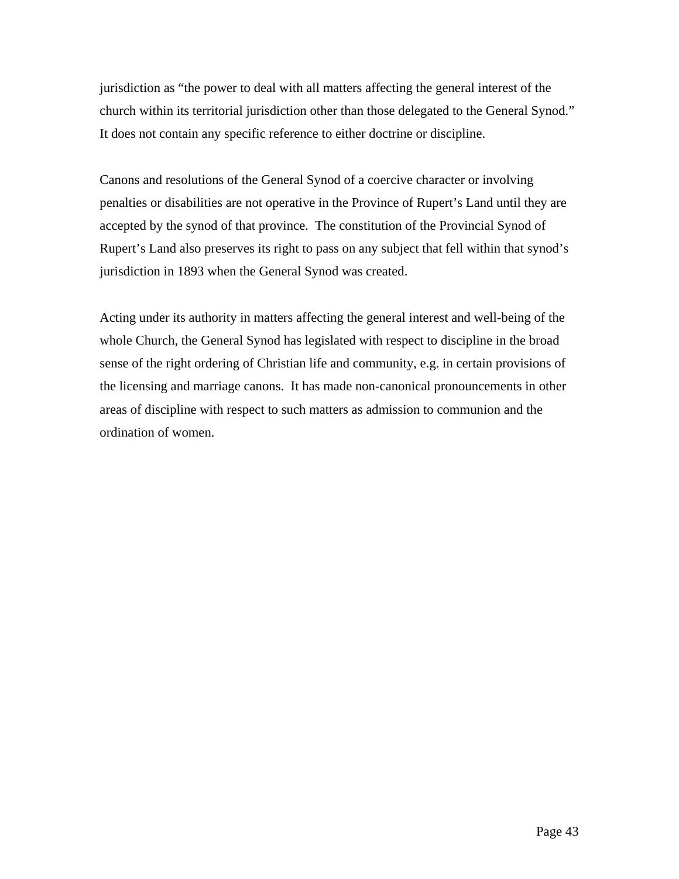jurisdiction as "the power to deal with all matters affecting the general interest of the church within its territorial jurisdiction other than those delegated to the General Synod." It does not contain any specific reference to either doctrine or discipline.

Canons and resolutions of the General Synod of a coercive character or involving penalties or disabilities are not operative in the Province of Rupert's Land until they are accepted by the synod of that province. The constitution of the Provincial Synod of Rupert's Land also preserves its right to pass on any subject that fell within that synod's jurisdiction in 1893 when the General Synod was created.

Acting under its authority in matters affecting the general interest and well-being of the whole Church, the General Synod has legislated with respect to discipline in the broad sense of the right ordering of Christian life and community, e.g. in certain provisions of the licensing and marriage canons. It has made non-canonical pronouncements in other areas of discipline with respect to such matters as admission to communion and the ordination of women.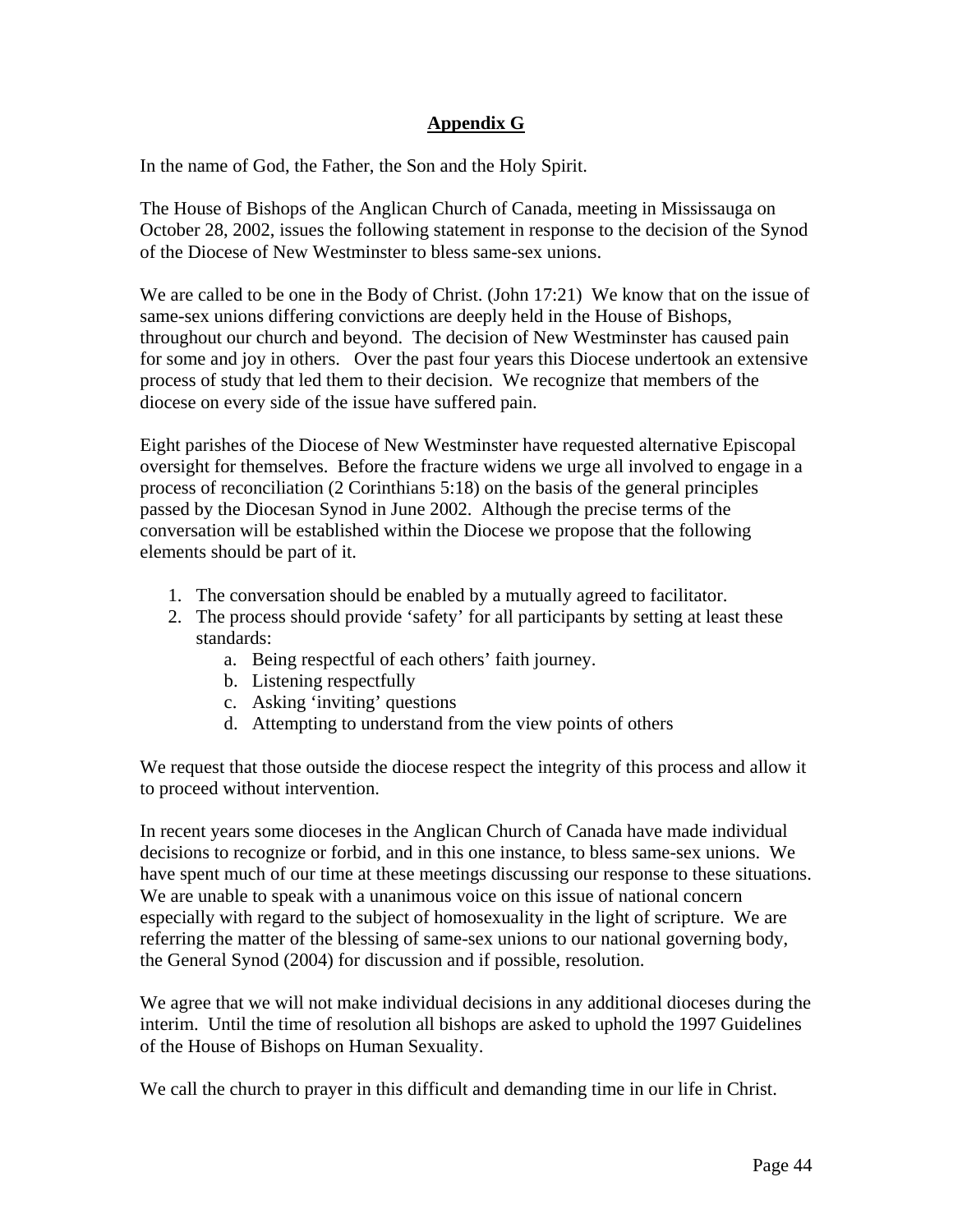## Appendix G

In the name of God, the Father, the Son and the Holy Spirit.

The House of Bishops of the Anglican Church of Canada, meeting in Mississauga on October 28, 2002, issues the following statement in response to the decision of the Synod of the Diocese of New Westminster to bless same-sex unions.

We are called to be one in the Body of Christ. (John 17:21) We know that on the issue of same-sex unions differing convictions are deeply held in the House of Bishops, throughout our church and beyond. The decision of New Westminster has caused pain for some and joy in others. Over the past four years this Diocese undertook an extensive process of study that led them to their decision. We recognize that members of the diocese on every side of the issue have suffered pain.

Eight parishes of the Diocese of New Westminster have requested alternative Episcopal oversight for themselves. Before the fracture widens we urge all involved to engage in a process of reconciliation (2 Corinthians 5:18) on the basis of the general principles passed by the Diocesan Synod in June 2002. Although the precise terms of the conversation will be established within the Diocese we propose that the following elements should be part of it.

1. The conversation should be enabled by a mutually agreed to facilitator.
2. The process should provide 'safety' for all participants by setting at least these standards:
   a. Being respectful of each others' faith journey.
   b. Listening respectfully
   c. Asking 'inviting' questions
   d. Attempting to understand from the view points of others

We request that those outside the diocese respect the integrity of this process and allow it to proceed without intervention.

In recent years some dioceses in the Anglican Church of Canada have made individual decisions to recognize or forbid, and in this one instance, to bless same-sex unions. We have spent much of our time at these meetings discussing our response to these situations. We are unable to speak with a unanimous voice on this issue of national concern especially with regard to the subject of homosexuality in the light of scripture. We are referring the matter of the blessing of same-sex unions to our national governing body, the General Synod (2004) for discussion and if possible, resolution.

We agree that we will not make individual decisions in any additional dioceses during the interim. Until the time of resolution all bishops are asked to uphold the 1997 Guidelines of the House of Bishops on Human Sexuality.

We call the church to prayer in this difficult and demanding time in our life in Christ.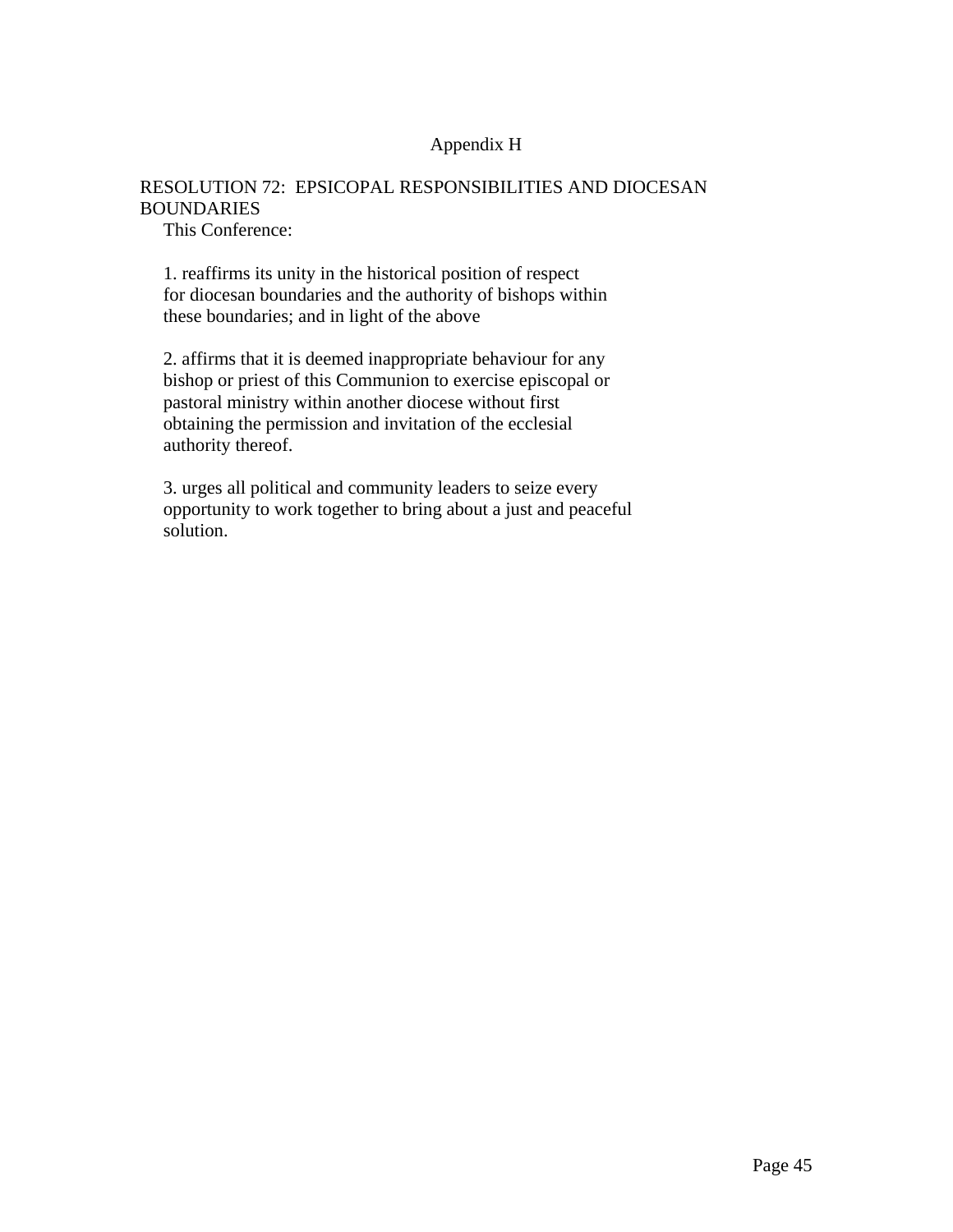Appendix H

RESOLUTION 72: EPSICOPAL RESPONSIBILITIES AND DIOCESAN BOUNDARIES

This Conference:

1. reaffirms its unity in the historical position of respect for diocesan boundaries and the authority of bishops within these boundaries; and in light of the above

2. affirms that it is deemed inappropriate behaviour for any bishop or priest of this Communion to exercise episcopal or pastoral ministry within another diocese without first obtaining the permission and invitation of the ecclesial authority thereof.

3. urges all political and community leaders to seize every opportunity to work together to bring about a just and peaceful solution.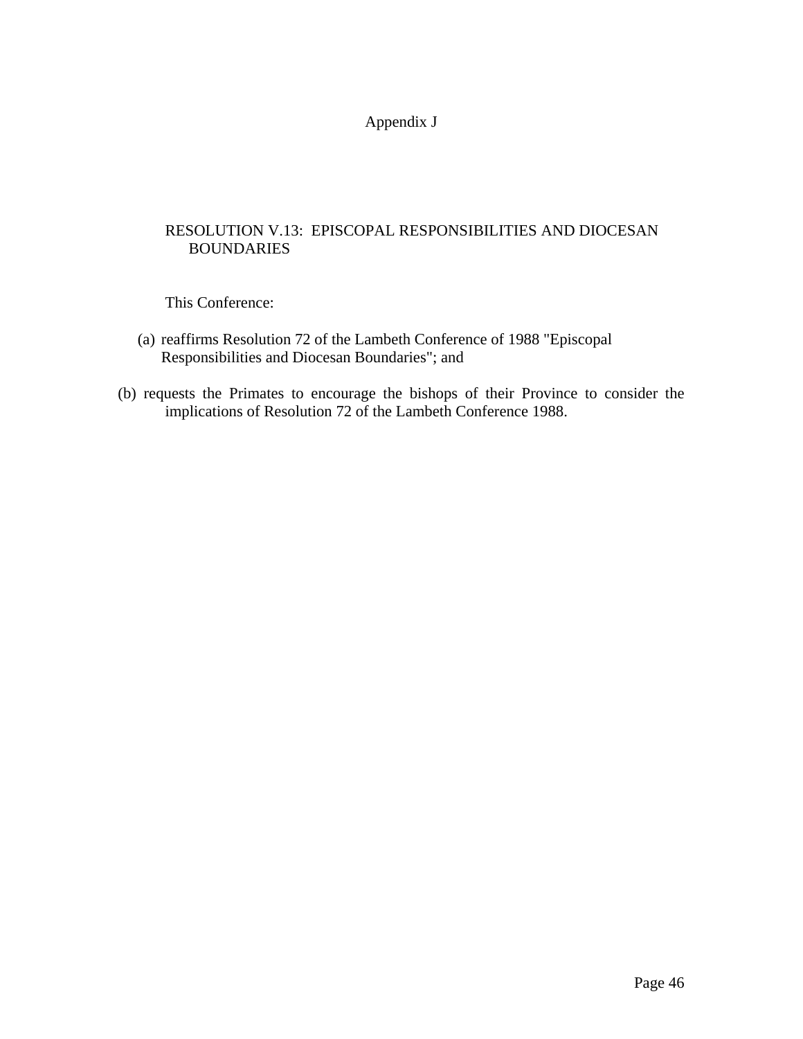# Appendix J

## RESOLUTION V.13: EPISCOPAL RESPONSIBILITIES AND DIOCESAN BOUNDARIES

This Conference:

(a) reaffirms Resolution 72 of the Lambeth Conference of 1988 "Episcopal Responsibilities and Diocesan Boundaries"; and

(b) requests the Primates to encourage the bishops of their Province to consider the implications of Resolution 72 of the Lambeth Conference 1988.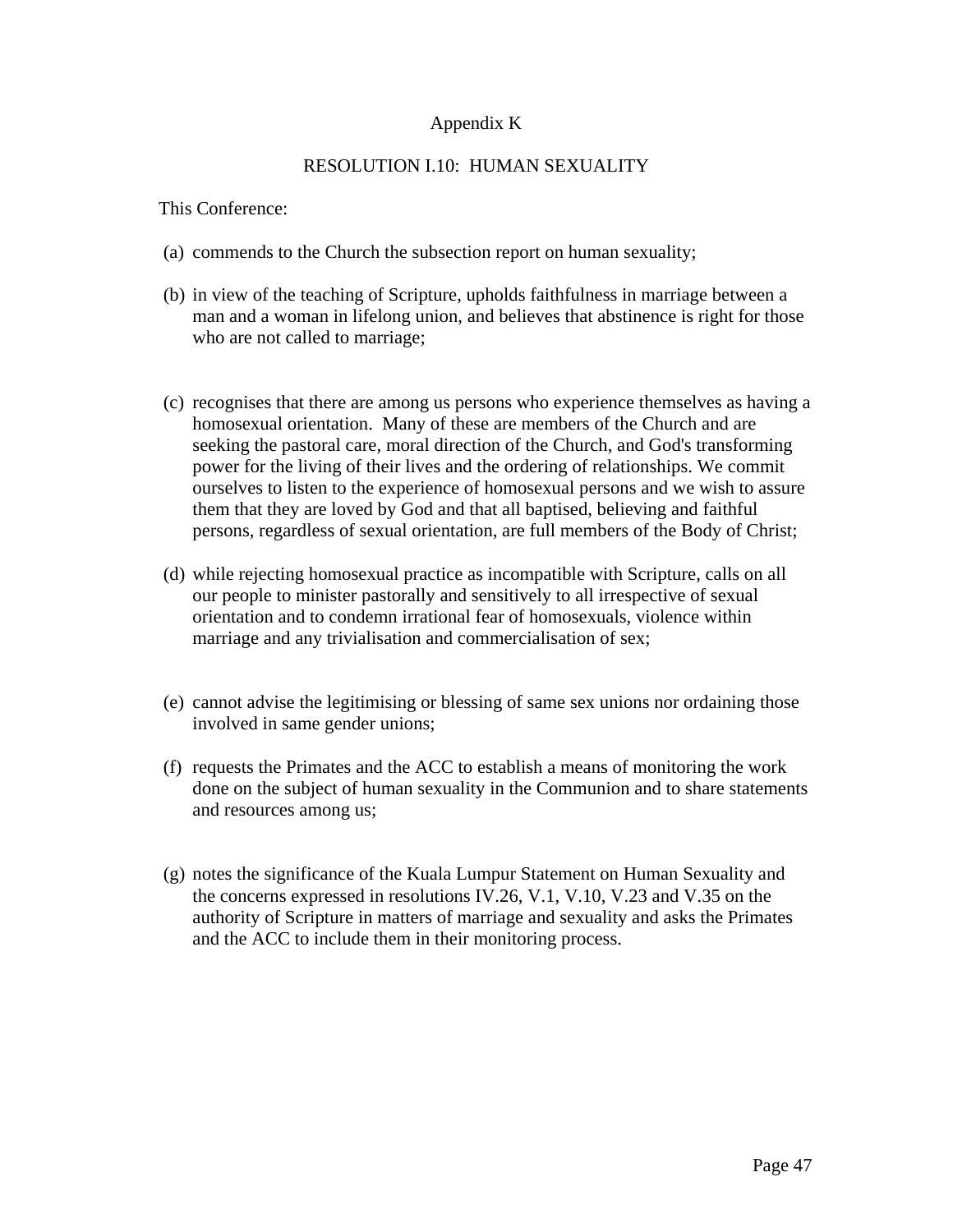## Appendix K

## RESOLUTION I.10: HUMAN SEXUALITY

This Conference:

(a) commends to the Church the subsection report on human sexuality;

(b) in view of the teaching of Scripture, upholds faithfulness in marriage between a man and a woman in lifelong union, and believes that abstinence is right for those who are not called to marriage;

(c) recognises that there are among us persons who experience themselves as having a homosexual orientation. Many of these are members of the Church and are seeking the pastoral care, moral direction of the Church, and God's transforming power for the living of their lives and the ordering of relationships. We commit ourselves to listen to the experience of homosexual persons and we wish to assure them that they are loved by God and that all baptised, believing and faithful persons, regardless of sexual orientation, are full members of the Body of Christ;

(d) while rejecting homosexual practice as incompatible with Scripture, calls on all our people to minister pastorally and sensitively to all irrespective of sexual orientation and to condemn irrational fear of homosexuals, violence within marriage and any trivialisation and commercialisation of sex;

(e) cannot advise the legitimising or blessing of same sex unions nor ordaining those involved in same gender unions;

(f) requests the Primates and the ACC to establish a means of monitoring the work done on the subject of human sexuality in the Communion and to share statements and resources among us;

(g) notes the significance of the Kuala Lumpur Statement on Human Sexuality and the concerns expressed in resolutions IV.26, V.1, V.10, V.23 and V.35 on the authority of Scripture in matters of marriage and sexuality and asks the Primates and the ACC to include them in their monitoring process.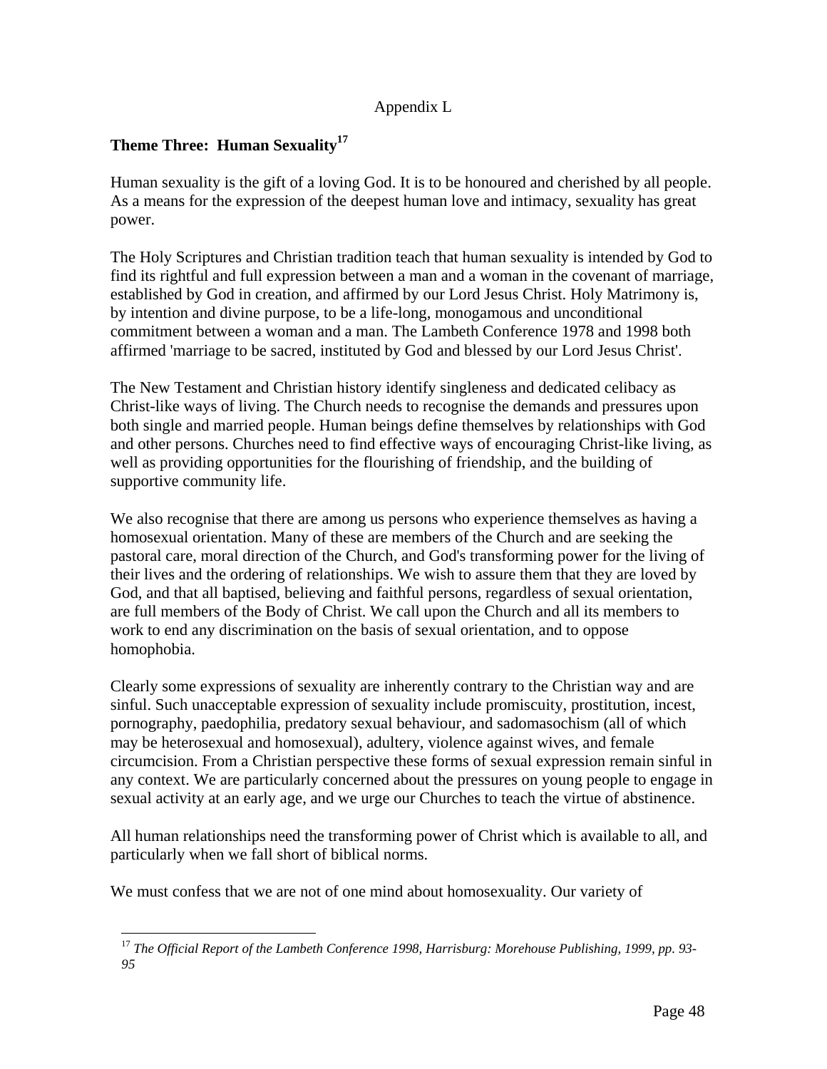Appendix L

## Theme Three: Human Sexuality[17]

Human sexuality is the gift of a loving God. It is to be honoured and cherished by all people. As a means for the expression of the deepest human love and intimacy, sexuality has great power.

The Holy Scriptures and Christian tradition teach that human sexuality is intended by God to find its rightful and full expression between a man and a woman in the covenant of marriage, established by God in creation, and affirmed by our Lord Jesus Christ. Holy Matrimony is, by intention and divine purpose, to be a life-long, monogamous and unconditional commitment between a woman and a man. The Lambeth Conference 1978 and 1998 both affirmed 'marriage to be sacred, instituted by God and blessed by our Lord Jesus Christ'.

The New Testament and Christian history identify singleness and dedicated celibacy as Christ-like ways of living. The Church needs to recognise the demands and pressures upon both single and married people. Human beings define themselves by relationships with God and other persons. Churches need to find effective ways of encouraging Christ-like living, as well as providing opportunities for the flourishing of friendship, and the building of supportive community life.

We also recognise that there are among us persons who experience themselves as having a homosexual orientation. Many of these are members of the Church and are seeking the pastoral care, moral direction of the Church, and God's transforming power for the living of their lives and the ordering of relationships. We wish to assure them that they are loved by God, and that all baptised, believing and faithful persons, regardless of sexual orientation, are full members of the Body of Christ. We call upon the Church and all its members to work to end any discrimination on the basis of sexual orientation, and to oppose homophobia.

Clearly some expressions of sexuality are inherently contrary to the Christian way and are sinful. Such unacceptable expression of sexuality include promiscuity, prostitution, incest, pornography, paedophilia, predatory sexual behaviour, and sadomasochism (all of which may be heterosexual and homosexual), adultery, violence against wives, and female circumcision. From a Christian perspective these forms of sexual expression remain sinful in any context. We are particularly concerned about the pressures on young people to engage in sexual activity at an early age, and we urge our Churches to teach the virtue of abstinence.

All human relationships need the transforming power of Christ which is available to all, and particularly when we fall short of biblical norms.

We must confess that we are not of one mind about homosexuality. Our variety of

---

[17] *The Official Report of the Lambeth Conference 1998, Harrisburg: Morehouse Publishing, 1999, pp. 93-95*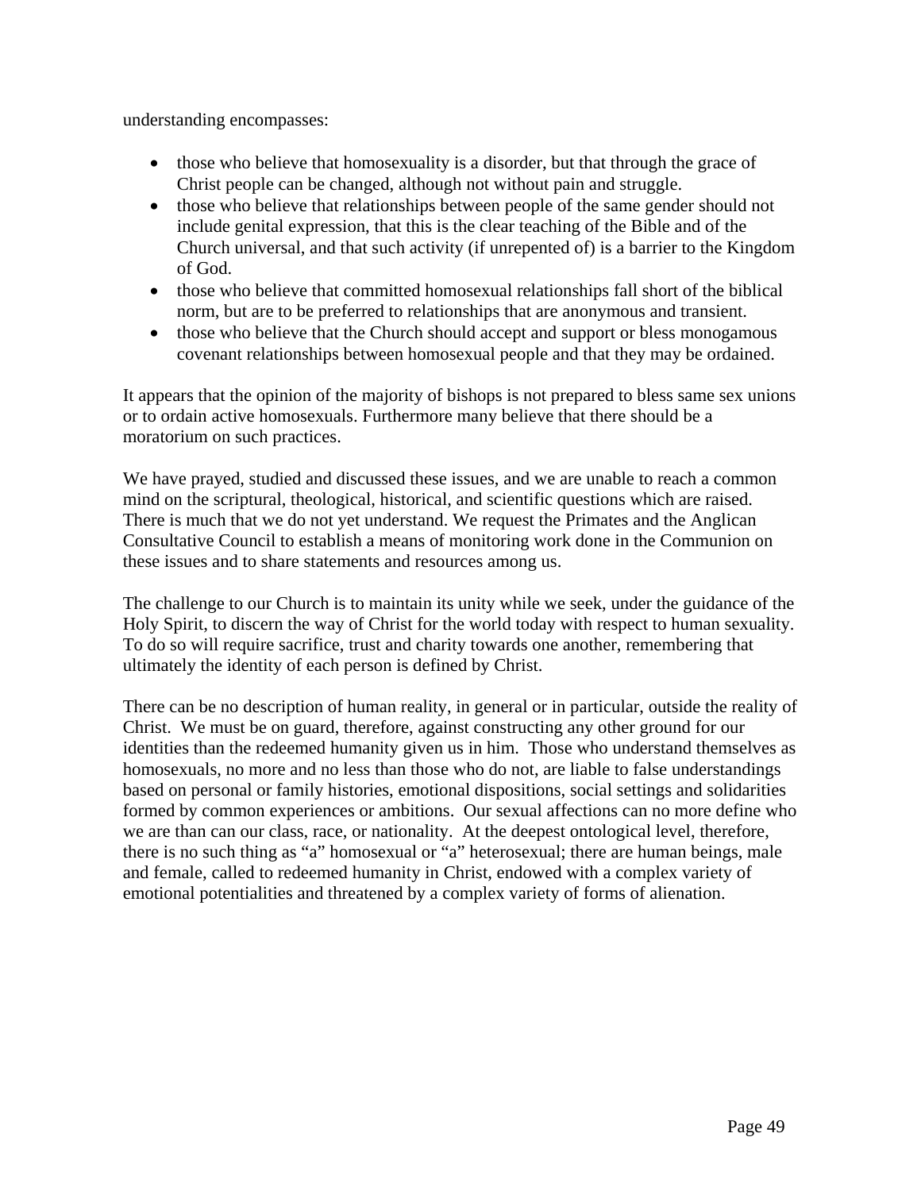understanding encompasses:

- those who believe that homosexuality is a disorder, but that through the grace of Christ people can be changed, although not without pain and struggle.
- those who believe that relationships between people of the same gender should not include genital expression, that this is the clear teaching of the Bible and of the Church universal, and that such activity (if unrepented of) is a barrier to the Kingdom of God.
- those who believe that committed homosexual relationships fall short of the biblical norm, but are to be preferred to relationships that are anonymous and transient.
- those who believe that the Church should accept and support or bless monogamous covenant relationships between homosexual people and that they may be ordained.

It appears that the opinion of the majority of bishops is not prepared to bless same sex unions or to ordain active homosexuals. Furthermore many believe that there should be a moratorium on such practices.

We have prayed, studied and discussed these issues, and we are unable to reach a common mind on the scriptural, theological, historical, and scientific questions which are raised. There is much that we do not yet understand. We request the Primates and the Anglican Consultative Council to establish a means of monitoring work done in the Communion on these issues and to share statements and resources among us.

The challenge to our Church is to maintain its unity while we seek, under the guidance of the Holy Spirit, to discern the way of Christ for the world today with respect to human sexuality. To do so will require sacrifice, trust and charity towards one another, remembering that ultimately the identity of each person is defined by Christ.

There can be no description of human reality, in general or in particular, outside the reality of Christ. We must be on guard, therefore, against constructing any other ground for our identities than the redeemed humanity given us in him. Those who understand themselves as homosexuals, no more and no less than those who do not, are liable to false understandings based on personal or family histories, emotional dispositions, social settings and solidarities formed by common experiences or ambitions. Our sexual affections can no more define who we are than can our class, race, or nationality. At the deepest ontological level, therefore, there is no such thing as "a" homosexual or "a" heterosexual; there are human beings, male and female, called to redeemed humanity in Christ, endowed with a complex variety of emotional potentialities and threatened by a complex variety of forms of alienation.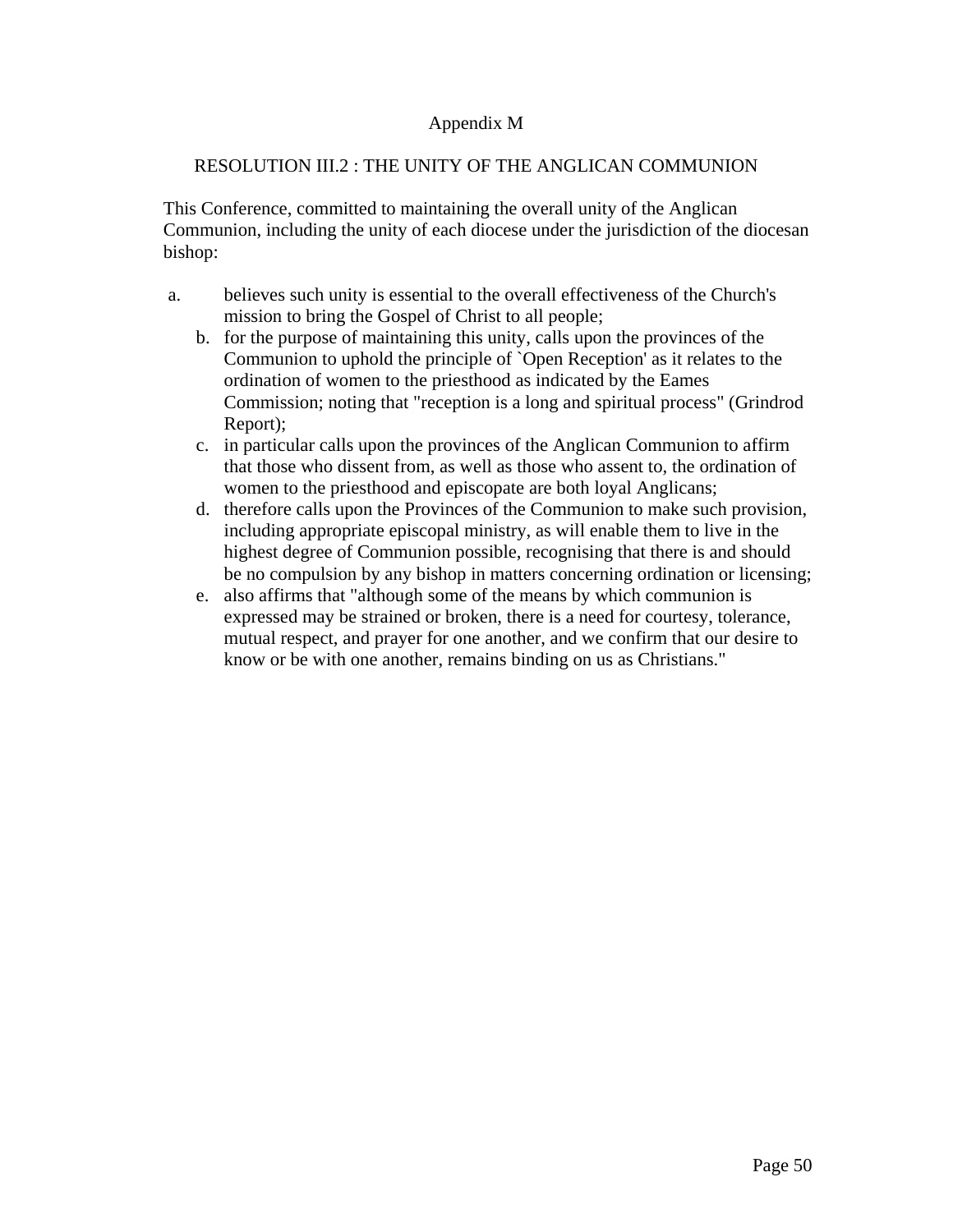## Appendix M

### RESOLUTION III.2 : THE UNITY OF THE ANGLICAN COMMUNION

This Conference, committed to maintaining the overall unity of the Anglican Communion, including the unity of each diocese under the jurisdiction of the diocesan bishop:

a. believes such unity is essential to the overall effectiveness of the Church's mission to bring the Gospel of Christ to all people;
b. for the purpose of maintaining this unity, calls upon the provinces of the Communion to uphold the principle of `Open Reception' as it relates to the ordination of women to the priesthood as indicated by the Eames Commission; noting that "reception is a long and spiritual process" (Grindrod Report);
c. in particular calls upon the provinces of the Anglican Communion to affirm that those who dissent from, as well as those who assent to, the ordination of women to the priesthood and episcopate are both loyal Anglicans;
d. therefore calls upon the Provinces of the Communion to make such provision, including appropriate episcopal ministry, as will enable them to live in the highest degree of Communion possible, recognising that there is and should be no compulsion by any bishop in matters concerning ordination or licensing;
e. also affirms that "although some of the means by which communion is expressed may be strained or broken, there is a need for courtesy, tolerance, mutual respect, and prayer for one another, and we confirm that our desire to know or be with one another, remains binding on us as Christians."